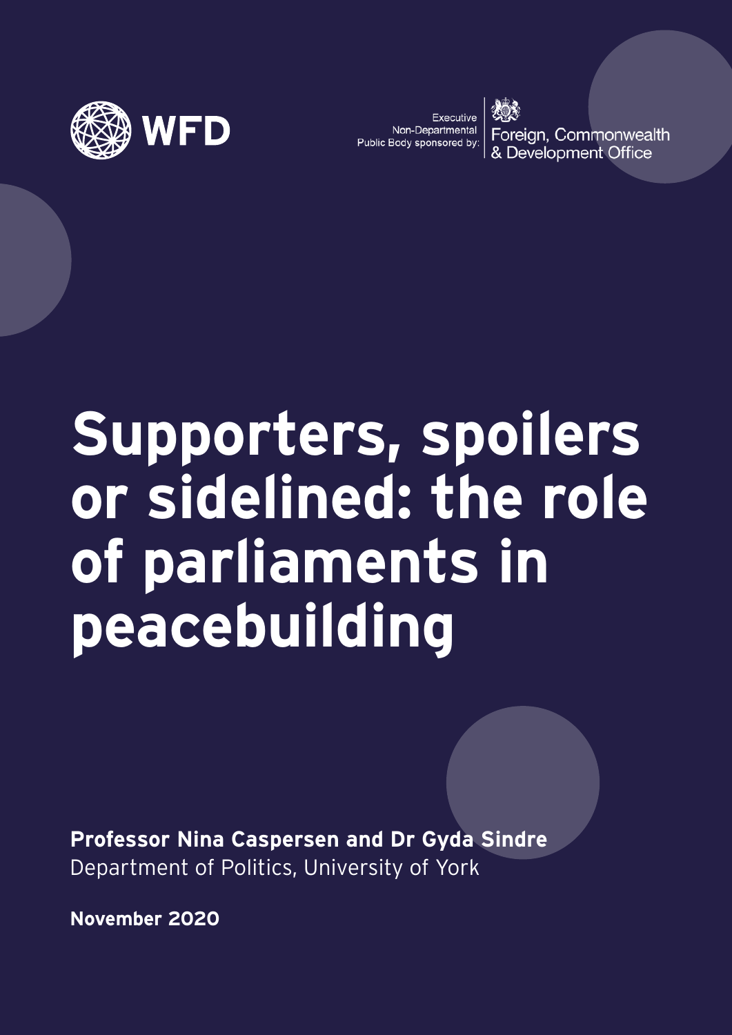WFD

Executive Non-Departmental Public Body sponsored by: Foreign, Commonwealth & Development Office

# Supporters, spoilers or sidelined: the role of parliaments in peacebuilding

**Professor Nina Caspersen and Dr Gyda Sindre**
Department of Politics, University of York

**November 2020**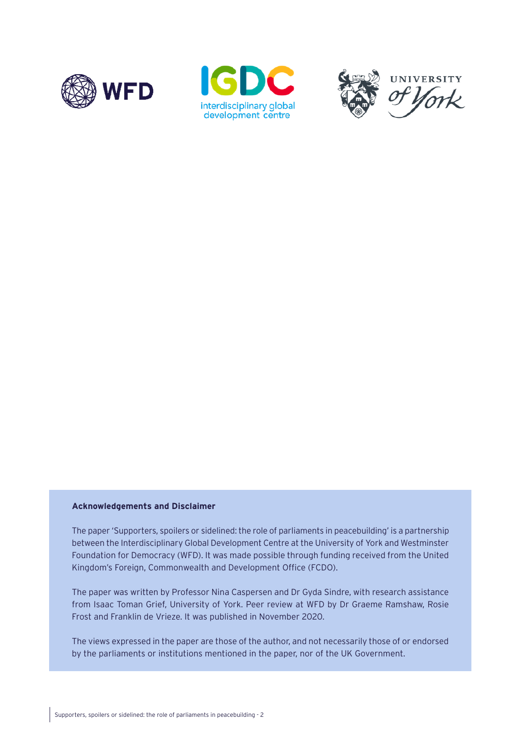**Acknowledgements and Disclaimer**

The paper 'Supporters, spoilers or sidelined: the role of parliaments in peacebuilding' is a partnership between the Interdisciplinary Global Development Centre at the University of York and Westminster Foundation for Democracy (WFD). It was made possible through funding received from the United Kingdom's Foreign, Commonwealth and Development Office (FCDO).

The paper was written by Professor Nina Caspersen and Dr Gyda Sindre, with research assistance from Isaac Toman Grief, University of York. Peer review at WFD by Dr Graeme Ramshaw, Rosie Frost and Franklin de Vrieze. It was published in November 2020.

The views expressed in the paper are those of the author, and not necessarily those of or endorsed by the parliaments or institutions mentioned in the paper, nor of the UK Government.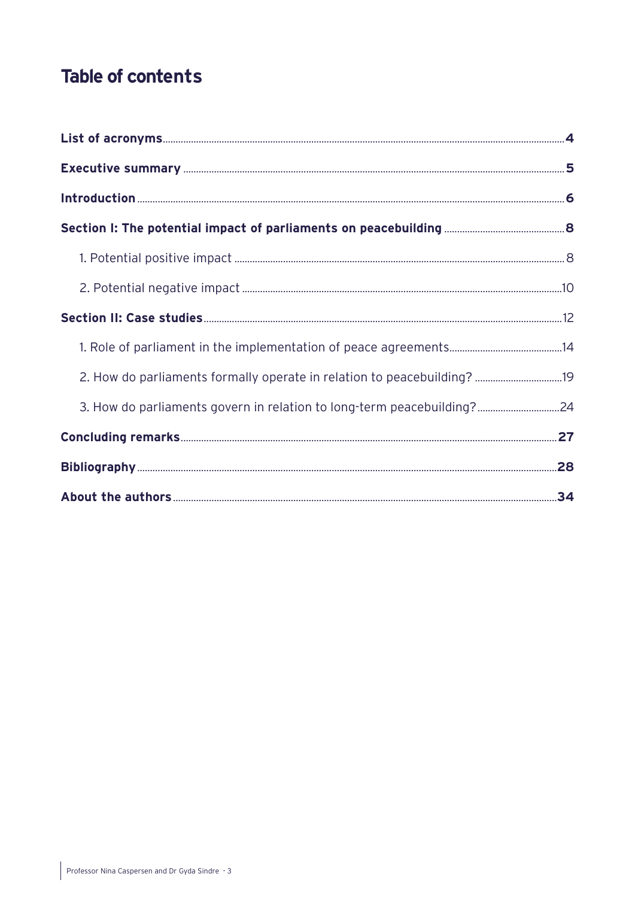# Table of contents

**List of acronyms** .......... **4**

**Executive summary** .......... **5**

**Introduction** .......... **6**

**Section I: The potential impact of parliaments on peacebuilding** .......... **8**

1. Potential positive impact .......... 8

2. Potential negative impact .......... 10

**Section II: Case studies** .......... 12

1. Role of parliament in the implementation of peace agreements .......... 14

2. How do parliaments formally operate in relation to peacebuilding? .......... 19

3. How do parliaments govern in relation to long-term peacebuilding? .......... 24

**Concluding remarks** .......... **27**

**Bibliography** .......... **28**

**About the authors** .......... **34**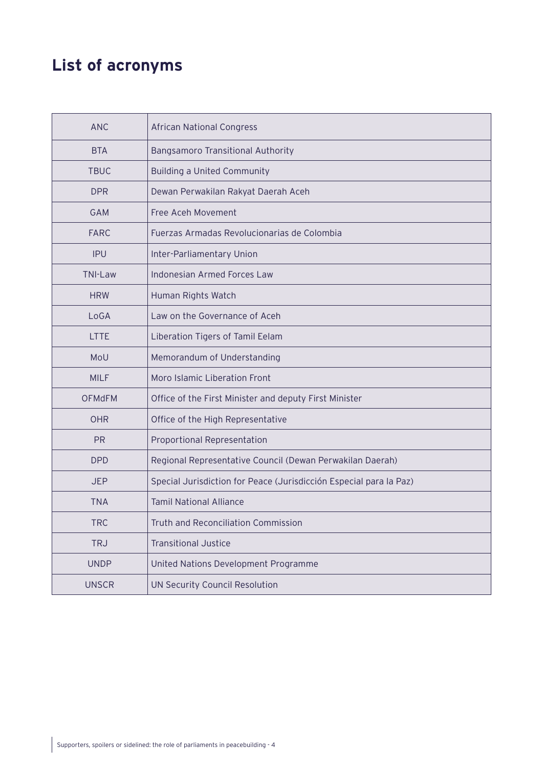## List of acronyms

| ANC | African National Congress |
|---|---|
| BTA | Bangsamoro Transitional Authority |
| TBUC | Building a United Community |
| DPR | Dewan Perwakilan Rakyat Daerah Aceh |
| GAM | Free Aceh Movement |
| FARC | Fuerzas Armadas Revolucionarias de Colombia |
| IPU | Inter-Parliamentary Union |
| TNI-Law | Indonesian Armed Forces Law |
| HRW | Human Rights Watch |
| LoGA | Law on the Governance of Aceh |
| LTTE | Liberation Tigers of Tamil Eelam |
| MoU | Memorandum of Understanding |
| MILF | Moro Islamic Liberation Front |
| OFMdFM | Office of the First Minister and deputy First Minister |
| OHR | Office of the High Representative |
| PR | Proportional Representation |
| DPD | Regional Representative Council (Dewan Perwakilan Daerah) |
| JEP | Special Jurisdiction for Peace (Jurisdicción Especial para la Paz) |
| TNA | Tamil National Alliance |
| TRC | Truth and Reconciliation Commission |
| TRJ | Transitional Justice |
| UNDP | United Nations Development Programme |
| UNSCR | UN Security Council Resolution |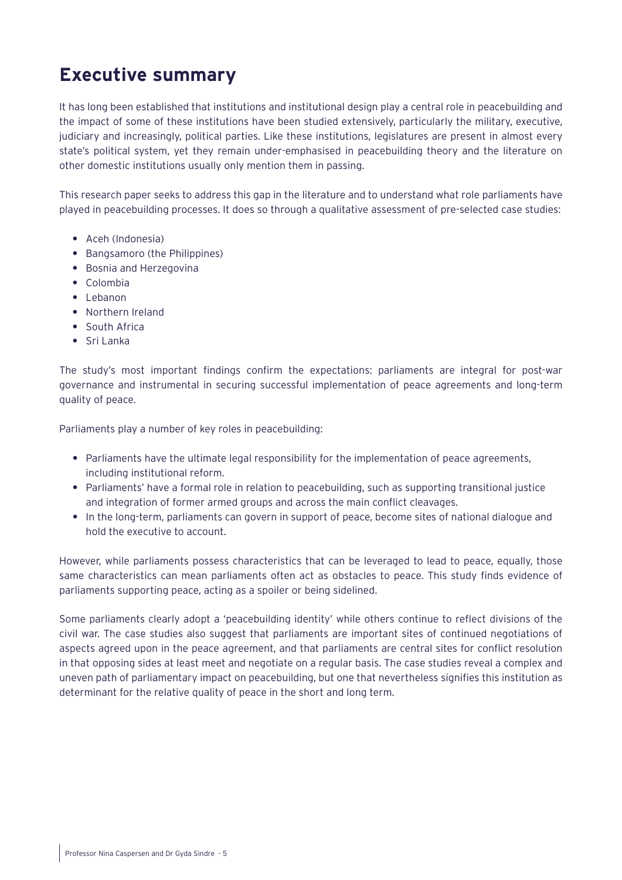# Executive summary

It has long been established that institutions and institutional design play a central role in peacebuilding and the impact of some of these institutions have been studied extensively, particularly the military, executive, judiciary and increasingly, political parties. Like these institutions, legislatures are present in almost every state's political system, yet they remain under-emphasised in peacebuilding theory and the literature on other domestic institutions usually only mention them in passing.

This research paper seeks to address this gap in the literature and to understand what role parliaments have played in peacebuilding processes. It does so through a qualitative assessment of pre-selected case studies:

- Aceh (Indonesia)
- Bangsamoro (the Philippines)
- Bosnia and Herzegovina
- Colombia
- Lebanon
- Northern Ireland
- South Africa
- Sri Lanka

The study's most important findings confirm the expectations: parliaments are integral for post-war governance and instrumental in securing successful implementation of peace agreements and long-term quality of peace.

Parliaments play a number of key roles in peacebuilding:

- Parliaments have the ultimate legal responsibility for the implementation of peace agreements, including institutional reform.
- Parliaments' have a formal role in relation to peacebuilding, such as supporting transitional justice and integration of former armed groups and across the main conflict cleavages.
- In the long-term, parliaments can govern in support of peace, become sites of national dialogue and hold the executive to account.

However, while parliaments possess characteristics that can be leveraged to lead to peace, equally, those same characteristics can mean parliaments often act as obstacles to peace. This study finds evidence of parliaments supporting peace, acting as a spoiler or being sidelined.

Some parliaments clearly adopt a 'peacebuilding identity' while others continue to reflect divisions of the civil war. The case studies also suggest that parliaments are important sites of continued negotiations of aspects agreed upon in the peace agreement, and that parliaments are central sites for conflict resolution in that opposing sides at least meet and negotiate on a regular basis. The case studies reveal a complex and uneven path of parliamentary impact on peacebuilding, but one that nevertheless signifies this institution as determinant for the relative quality of peace in the short and long term.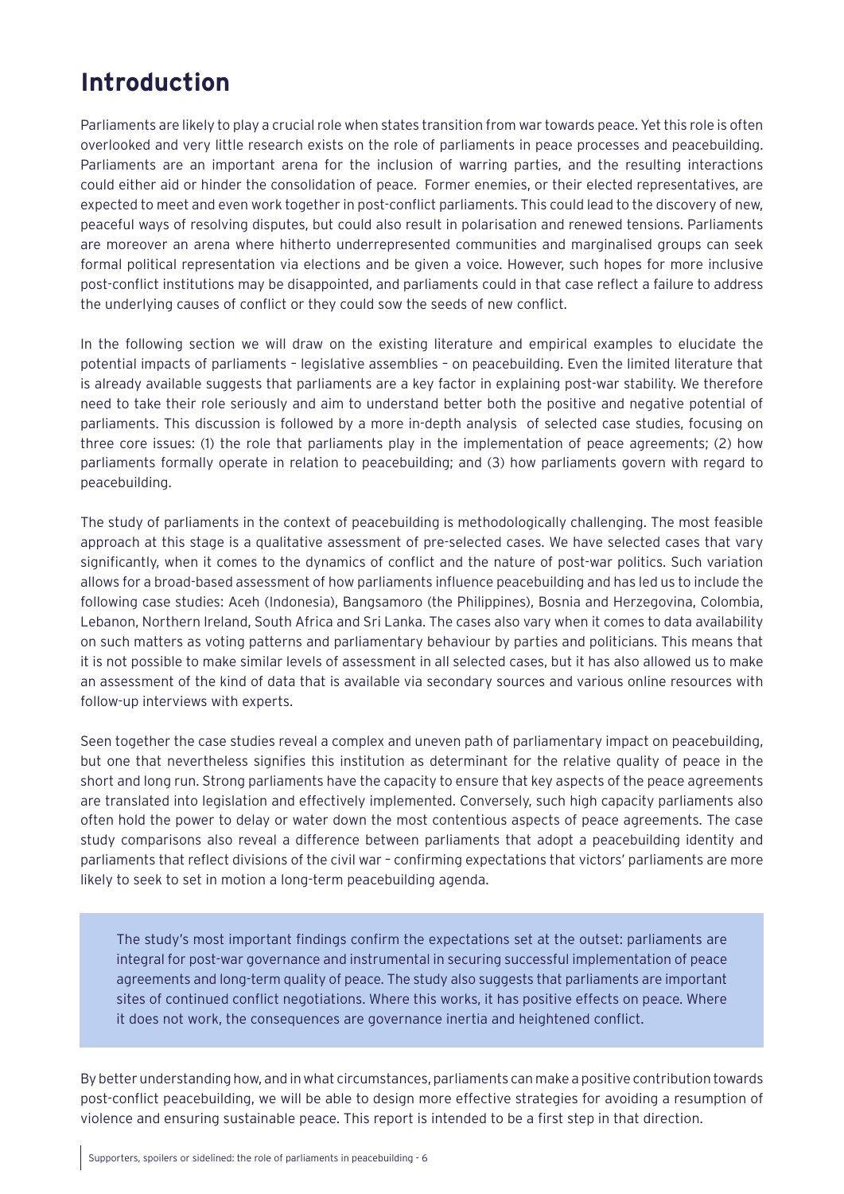# Introduction

Parliaments are likely to play a crucial role when states transition from war towards peace. Yet this role is often overlooked and very little research exists on the role of parliaments in peace processes and peacebuilding. Parliaments are an important arena for the inclusion of warring parties, and the resulting interactions could either aid or hinder the consolidation of peace. Former enemies, or their elected representatives, are expected to meet and even work together in post-conflict parliaments. This could lead to the discovery of new, peaceful ways of resolving disputes, but could also result in polarisation and renewed tensions. Parliaments are moreover an arena where hitherto underrepresented communities and marginalised groups can seek formal political representation via elections and be given a voice. However, such hopes for more inclusive post-conflict institutions may be disappointed, and parliaments could in that case reflect a failure to address the underlying causes of conflict or they could sow the seeds of new conflict.

In the following section we will draw on the existing literature and empirical examples to elucidate the potential impacts of parliaments – legislative assemblies – on peacebuilding. Even the limited literature that is already available suggests that parliaments are a key factor in explaining post-war stability. We therefore need to take their role seriously and aim to understand better both the positive and negative potential of parliaments. This discussion is followed by a more in-depth analysis of selected case studies, focusing on three core issues: (1) the role that parliaments play in the implementation of peace agreements; (2) how parliaments formally operate in relation to peacebuilding; and (3) how parliaments govern with regard to peacebuilding.

The study of parliaments in the context of peacebuilding is methodologically challenging. The most feasible approach at this stage is a qualitative assessment of pre-selected cases. We have selected cases that vary significantly, when it comes to the dynamics of conflict and the nature of post-war politics. Such variation allows for a broad-based assessment of how parliaments influence peacebuilding and has led us to include the following case studies: Aceh (Indonesia), Bangsamoro (the Philippines), Bosnia and Herzegovina, Colombia, Lebanon, Northern Ireland, South Africa and Sri Lanka. The cases also vary when it comes to data availability on such matters as voting patterns and parliamentary behaviour by parties and politicians. This means that it is not possible to make similar levels of assessment in all selected cases, but it has also allowed us to make an assessment of the kind of data that is available via secondary sources and various online resources with follow-up interviews with experts.

Seen together the case studies reveal a complex and uneven path of parliamentary impact on peacebuilding, but one that nevertheless signifies this institution as determinant for the relative quality of peace in the short and long run. Strong parliaments have the capacity to ensure that key aspects of the peace agreements are translated into legislation and effectively implemented. Conversely, such high capacity parliaments also often hold the power to delay or water down the most contentious aspects of peace agreements. The case study comparisons also reveal a difference between parliaments that adopt a peacebuilding identity and parliaments that reflect divisions of the civil war – confirming expectations that victors' parliaments are more likely to seek to set in motion a long-term peacebuilding agenda.

> The study's most important findings confirm the expectations set at the outset: parliaments are integral for post-war governance and instrumental in securing successful implementation of peace agreements and long-term quality of peace. The study also suggests that parliaments are important sites of continued conflict negotiations. Where this works, it has positive effects on peace. Where it does not work, the consequences are governance inertia and heightened conflict.

By better understanding how, and in what circumstances, parliaments can make a positive contribution towards post-conflict peacebuilding, we will be able to design more effective strategies for avoiding a resumption of violence and ensuring sustainable peace. This report is intended to be a first step in that direction.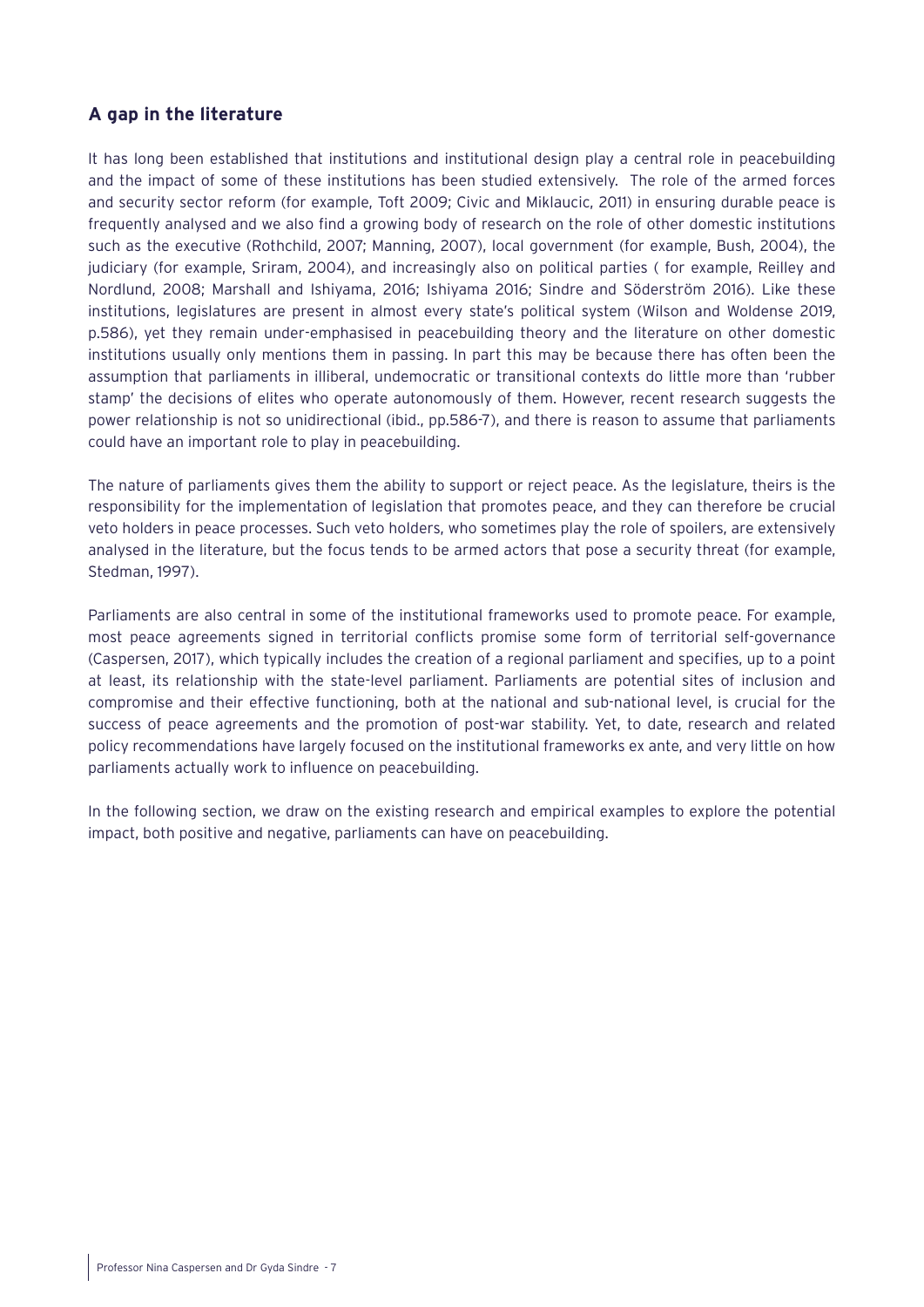## A gap in the literature

It has long been established that institutions and institutional design play a central role in peacebuilding and the impact of some of these institutions has been studied extensively. The role of the armed forces and security sector reform (for example, Toft 2009; Civic and Miklaucic, 2011) in ensuring durable peace is frequently analysed and we also find a growing body of research on the role of other domestic institutions such as the executive (Rothchild, 2007; Manning, 2007), local government (for example, Bush, 2004), the judiciary (for example, Sriram, 2004), and increasingly also on political parties ( for example, Reilley and Nordlund, 2008; Marshall and Ishiyama, 2016; Ishiyama 2016; Sindre and Söderström 2016). Like these institutions, legislatures are present in almost every state's political system (Wilson and Woldense 2019, p.586), yet they remain under-emphasised in peacebuilding theory and the literature on other domestic institutions usually only mentions them in passing. In part this may be because there has often been the assumption that parliaments in illiberal, undemocratic or transitional contexts do little more than 'rubber stamp' the decisions of elites who operate autonomously of them. However, recent research suggests the power relationship is not so unidirectional (ibid., pp.586-7), and there is reason to assume that parliaments could have an important role to play in peacebuilding.

The nature of parliaments gives them the ability to support or reject peace. As the legislature, theirs is the responsibility for the implementation of legislation that promotes peace, and they can therefore be crucial veto holders in peace processes. Such veto holders, who sometimes play the role of spoilers, are extensively analysed in the literature, but the focus tends to be armed actors that pose a security threat (for example, Stedman, 1997).

Parliaments are also central in some of the institutional frameworks used to promote peace. For example, most peace agreements signed in territorial conflicts promise some form of territorial self-governance (Caspersen, 2017), which typically includes the creation of a regional parliament and specifies, up to a point at least, its relationship with the state-level parliament. Parliaments are potential sites of inclusion and compromise and their effective functioning, both at the national and sub-national level, is crucial for the success of peace agreements and the promotion of post-war stability. Yet, to date, research and related policy recommendations have largely focused on the institutional frameworks ex ante, and very little on how parliaments actually work to influence on peacebuilding.

In the following section, we draw on the existing research and empirical examples to explore the potential impact, both positive and negative, parliaments can have on peacebuilding.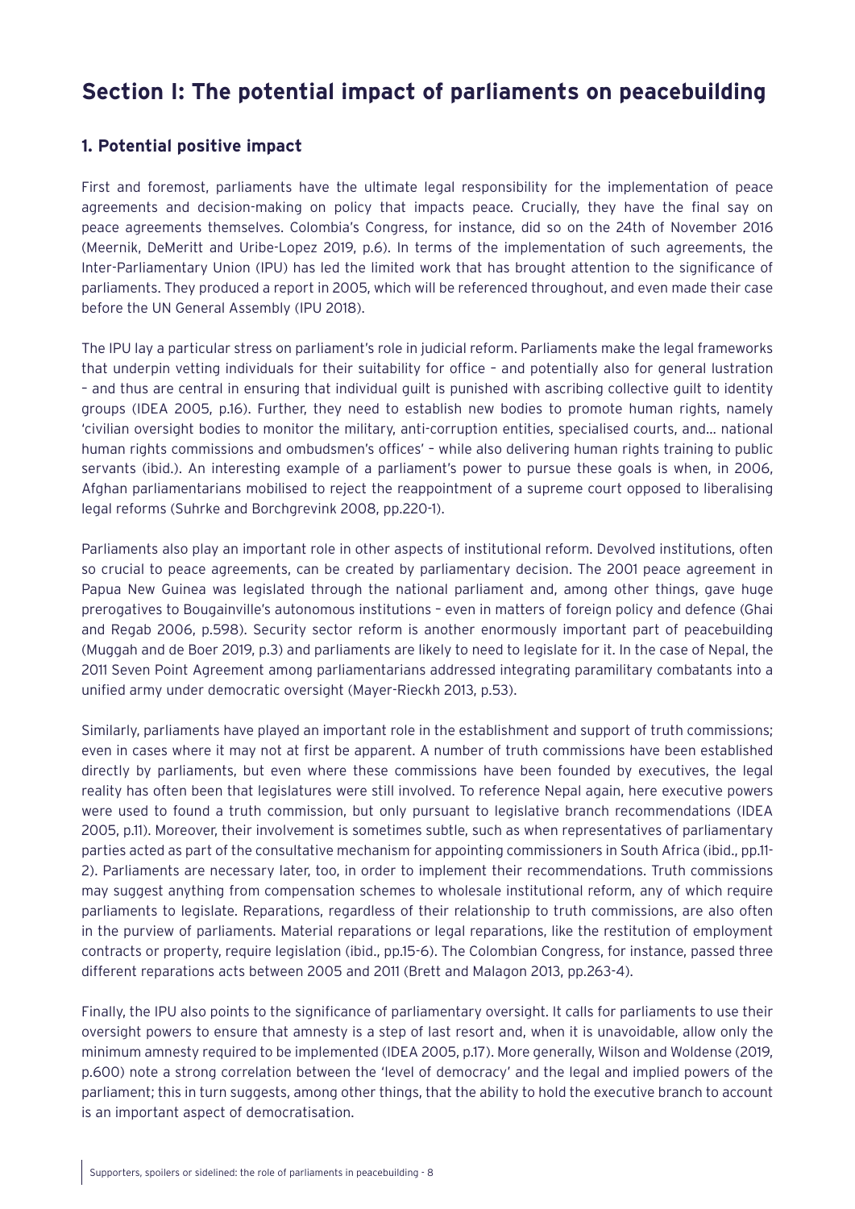## Section I: The potential impact of parliaments on peacebuilding

### 1. Potential positive impact

First and foremost, parliaments have the ultimate legal responsibility for the implementation of peace agreements and decision-making on policy that impacts peace. Crucially, they have the final say on peace agreements themselves. Colombia's Congress, for instance, did so on the 24th of November 2016 (Meernik, DeMeritt and Uribe-Lopez 2019, p.6). In terms of the implementation of such agreements, the Inter-Parliamentary Union (IPU) has led the limited work that has brought attention to the significance of parliaments. They produced a report in 2005, which will be referenced throughout, and even made their case before the UN General Assembly (IPU 2018).

The IPU lay a particular stress on parliament's role in judicial reform. Parliaments make the legal frameworks that underpin vetting individuals for their suitability for office – and potentially also for general lustration – and thus are central in ensuring that individual guilt is punished with ascribing collective guilt to identity groups (IDEA 2005, p.16). Further, they need to establish new bodies to promote human rights, namely 'civilian oversight bodies to monitor the military, anti-corruption entities, specialised courts, and… national human rights commissions and ombudsmen's offices' – while also delivering human rights training to public servants (ibid.). An interesting example of a parliament's power to pursue these goals is when, in 2006, Afghan parliamentarians mobilised to reject the reappointment of a supreme court opposed to liberalising legal reforms (Suhrke and Borchgrevink 2008, pp.220-1).

Parliaments also play an important role in other aspects of institutional reform. Devolved institutions, often so crucial to peace agreements, can be created by parliamentary decision. The 2001 peace agreement in Papua New Guinea was legislated through the national parliament and, among other things, gave huge prerogatives to Bougainville's autonomous institutions – even in matters of foreign policy and defence (Ghai and Regab 2006, p.598). Security sector reform is another enormously important part of peacebuilding (Muggah and de Boer 2019, p.3) and parliaments are likely to need to legislate for it. In the case of Nepal, the 2011 Seven Point Agreement among parliamentarians addressed integrating paramilitary combatants into a unified army under democratic oversight (Mayer-Rieckh 2013, p.53).

Similarly, parliaments have played an important role in the establishment and support of truth commissions; even in cases where it may not at first be apparent. A number of truth commissions have been established directly by parliaments, but even where these commissions have been founded by executives, the legal reality has often been that legislatures were still involved. To reference Nepal again, here executive powers were used to found a truth commission, but only pursuant to legislative branch recommendations (IDEA 2005, p.11). Moreover, their involvement is sometimes subtle, such as when representatives of parliamentary parties acted as part of the consultative mechanism for appointing commissioners in South Africa (ibid., pp.11-2). Parliaments are necessary later, too, in order to implement their recommendations. Truth commissions may suggest anything from compensation schemes to wholesale institutional reform, any of which require parliaments to legislate. Reparations, regardless of their relationship to truth commissions, are also often in the purview of parliaments. Material reparations or legal reparations, like the restitution of employment contracts or property, require legislation (ibid., pp.15-6). The Colombian Congress, for instance, passed three different reparations acts between 2005 and 2011 (Brett and Malagon 2013, pp.263-4).

Finally, the IPU also points to the significance of parliamentary oversight. It calls for parliaments to use their oversight powers to ensure that amnesty is a step of last resort and, when it is unavoidable, allow only the minimum amnesty required to be implemented (IDEA 2005, p.17). More generally, Wilson and Woldense (2019, p.600) note a strong correlation between the 'level of democracy' and the legal and implied powers of the parliament; this in turn suggests, among other things, that the ability to hold the executive branch to account is an important aspect of democratisation.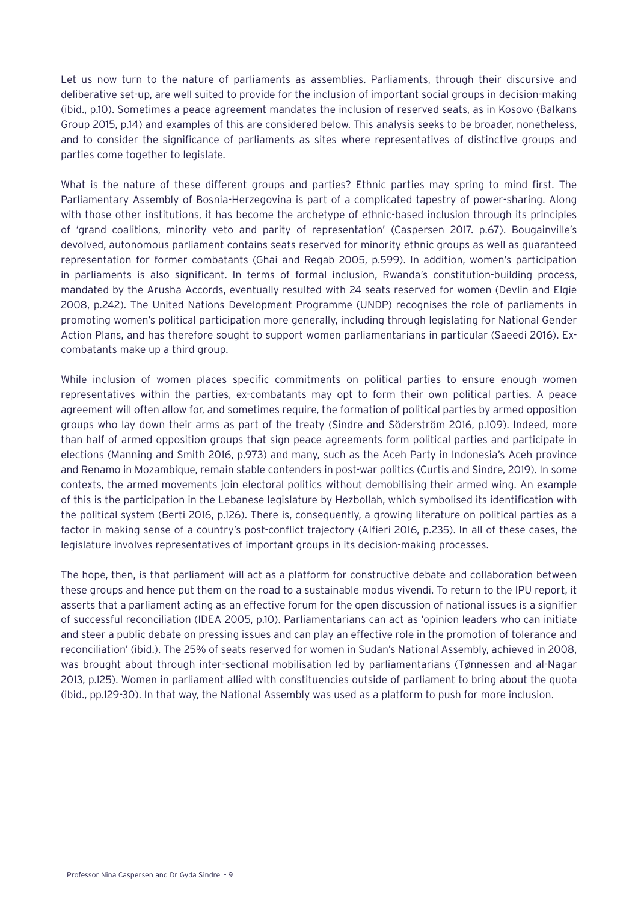Let us now turn to the nature of parliaments as assemblies. Parliaments, through their discursive and deliberative set-up, are well suited to provide for the inclusion of important social groups in decision-making (ibid., p.10). Sometimes a peace agreement mandates the inclusion of reserved seats, as in Kosovo (Balkans Group 2015, p.14) and examples of this are considered below. This analysis seeks to be broader, nonetheless, and to consider the significance of parliaments as sites where representatives of distinctive groups and parties come together to legislate.

What is the nature of these different groups and parties? Ethnic parties may spring to mind first. The Parliamentary Assembly of Bosnia-Herzegovina is part of a complicated tapestry of power-sharing. Along with those other institutions, it has become the archetype of ethnic-based inclusion through its principles of 'grand coalitions, minority veto and parity of representation' (Caspersen 2017. p.67). Bougainville's devolved, autonomous parliament contains seats reserved for minority ethnic groups as well as guaranteed representation for former combatants (Ghai and Regab 2005, p.599). In addition, women's participation in parliaments is also significant. In terms of formal inclusion, Rwanda's constitution-building process, mandated by the Arusha Accords, eventually resulted with 24 seats reserved for women (Devlin and Elgie 2008, p.242). The United Nations Development Programme (UNDP) recognises the role of parliaments in promoting women's political participation more generally, including through legislating for National Gender Action Plans, and has therefore sought to support women parliamentarians in particular (Saeedi 2016). Ex-combatants make up a third group.

While inclusion of women places specific commitments on political parties to ensure enough women representatives within the parties, ex-combatants may opt to form their own political parties. A peace agreement will often allow for, and sometimes require, the formation of political parties by armed opposition groups who lay down their arms as part of the treaty (Sindre and Söderström 2016, p.109). Indeed, more than half of armed opposition groups that sign peace agreements form political parties and participate in elections (Manning and Smith 2016, p.973) and many, such as the Aceh Party in Indonesia's Aceh province and Renamo in Mozambique, remain stable contenders in post-war politics (Curtis and Sindre, 2019). In some contexts, the armed movements join electoral politics without demobilising their armed wing. An example of this is the participation in the Lebanese legislature by Hezbollah, which symbolised its identification with the political system (Berti 2016, p.126). There is, consequently, a growing literature on political parties as a factor in making sense of a country's post-conflict trajectory (Alfieri 2016, p.235). In all of these cases, the legislature involves representatives of important groups in its decision-making processes.

The hope, then, is that parliament will act as a platform for constructive debate and collaboration between these groups and hence put them on the road to a sustainable modus vivendi. To return to the IPU report, it asserts that a parliament acting as an effective forum for the open discussion of national issues is a signifier of successful reconciliation (IDEA 2005, p.10). Parliamentarians can act as 'opinion leaders who can initiate and steer a public debate on pressing issues and can play an effective role in the promotion of tolerance and reconciliation' (ibid.). The 25% of seats reserved for women in Sudan's National Assembly, achieved in 2008, was brought about through inter-sectional mobilisation led by parliamentarians (Tønnessen and al-Nagar 2013, p.125). Women in parliament allied with constituencies outside of parliament to bring about the quota (ibid., pp.129-30). In that way, the National Assembly was used as a platform to push for more inclusion.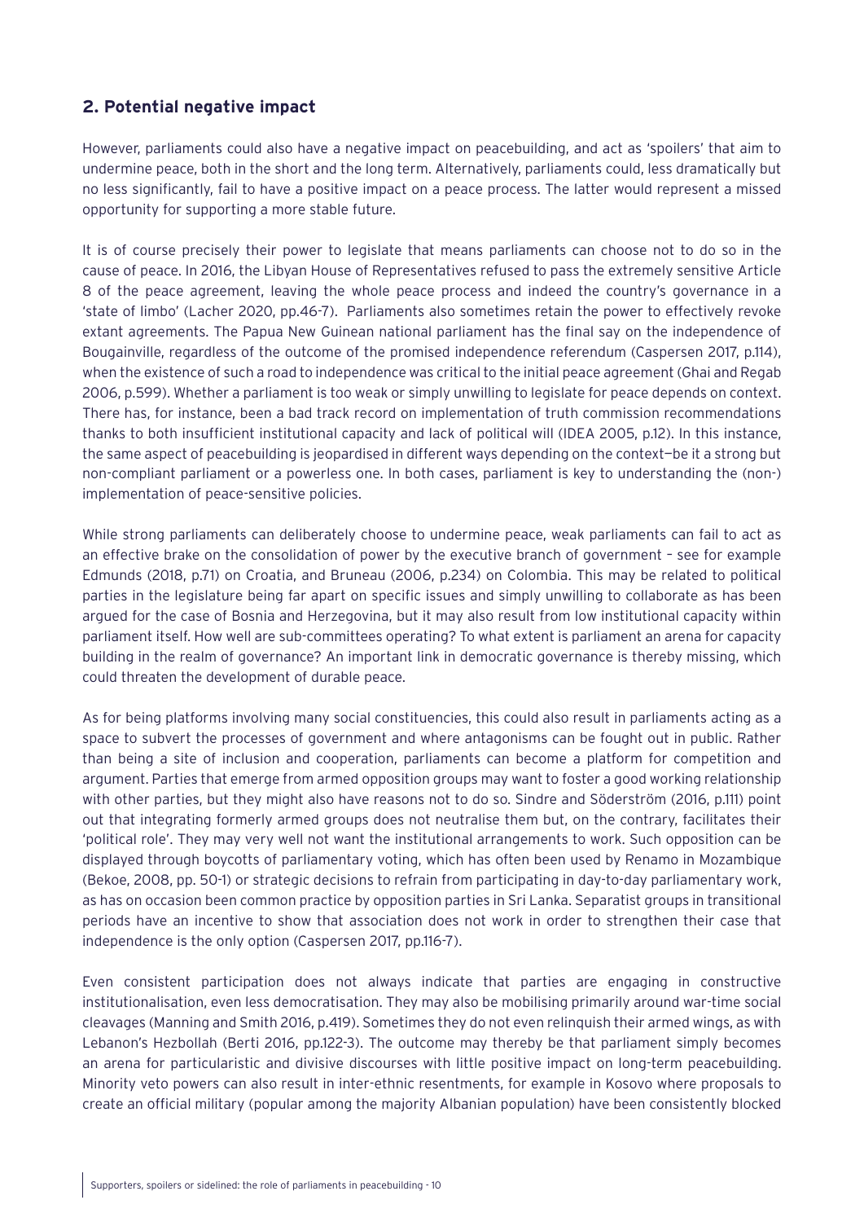## 2. Potential negative impact

However, parliaments could also have a negative impact on peacebuilding, and act as 'spoilers' that aim to undermine peace, both in the short and the long term. Alternatively, parliaments could, less dramatically but no less significantly, fail to have a positive impact on a peace process. The latter would represent a missed opportunity for supporting a more stable future.

It is of course precisely their power to legislate that means parliaments can choose not to do so in the cause of peace. In 2016, the Libyan House of Representatives refused to pass the extremely sensitive Article 8 of the peace agreement, leaving the whole peace process and indeed the country's governance in a 'state of limbo' (Lacher 2020, pp.46-7). Parliaments also sometimes retain the power to effectively revoke extant agreements. The Papua New Guinean national parliament has the final say on the independence of Bougainville, regardless of the outcome of the promised independence referendum (Caspersen 2017, p.114), when the existence of such a road to independence was critical to the initial peace agreement (Ghai and Regab 2006, p.599). Whether a parliament is too weak or simply unwilling to legislate for peace depends on context. There has, for instance, been a bad track record on implementation of truth commission recommendations thanks to both insufficient institutional capacity and lack of political will (IDEA 2005, p.12). In this instance, the same aspect of peacebuilding is jeopardised in different ways depending on the context—be it a strong but non-compliant parliament or a powerless one. In both cases, parliament is key to understanding the (non-) implementation of peace-sensitive policies.

While strong parliaments can deliberately choose to undermine peace, weak parliaments can fail to act as an effective brake on the consolidation of power by the executive branch of government – see for example Edmunds (2018, p.71) on Croatia, and Bruneau (2006, p.234) on Colombia. This may be related to political parties in the legislature being far apart on specific issues and simply unwilling to collaborate as has been argued for the case of Bosnia and Herzegovina, but it may also result from low institutional capacity within parliament itself. How well are sub-committees operating? To what extent is parliament an arena for capacity building in the realm of governance? An important link in democratic governance is thereby missing, which could threaten the development of durable peace.

As for being platforms involving many social constituencies, this could also result in parliaments acting as a space to subvert the processes of government and where antagonisms can be fought out in public. Rather than being a site of inclusion and cooperation, parliaments can become a platform for competition and argument. Parties that emerge from armed opposition groups may want to foster a good working relationship with other parties, but they might also have reasons not to do so. Sindre and Söderström (2016, p.111) point out that integrating formerly armed groups does not neutralise them but, on the contrary, facilitates their 'political role'. They may very well not want the institutional arrangements to work. Such opposition can be displayed through boycotts of parliamentary voting, which has often been used by Renamo in Mozambique (Bekoe, 2008, pp. 50-1) or strategic decisions to refrain from participating in day-to-day parliamentary work, as has on occasion been common practice by opposition parties in Sri Lanka. Separatist groups in transitional periods have an incentive to show that association does not work in order to strengthen their case that independence is the only option (Caspersen 2017, pp.116-7).

Even consistent participation does not always indicate that parties are engaging in constructive institutionalisation, even less democratisation. They may also be mobilising primarily around war-time social cleavages (Manning and Smith 2016, p.419). Sometimes they do not even relinquish their armed wings, as with Lebanon's Hezbollah (Berti 2016, pp.122-3). The outcome may thereby be that parliament simply becomes an arena for particularistic and divisive discourses with little positive impact on long-term peacebuilding. Minority veto powers can also result in inter-ethnic resentments, for example in Kosovo where proposals to create an official military (popular among the majority Albanian population) have been consistently blocked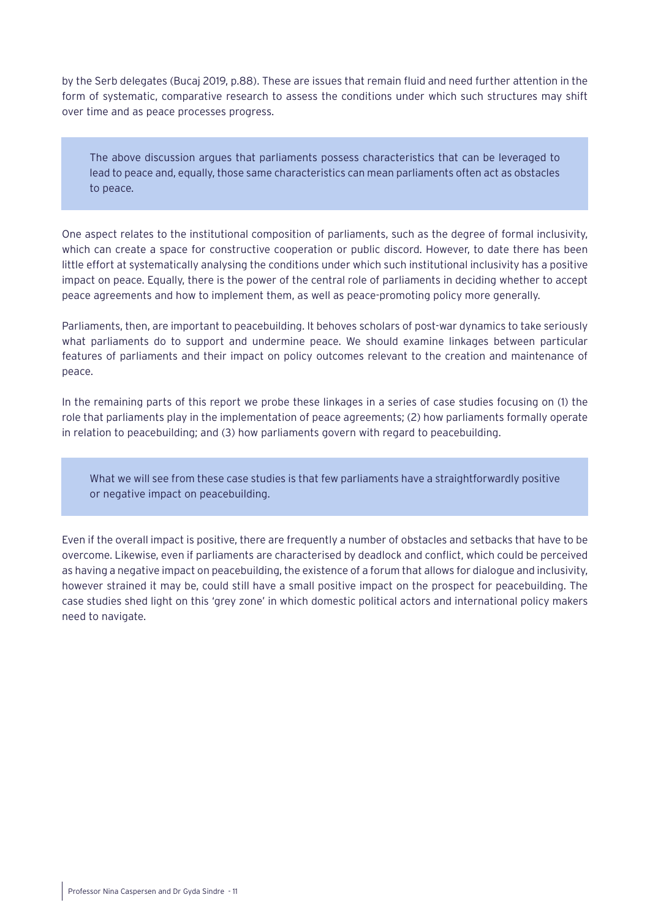by the Serb delegates (Bucaj 2019, p.88). These are issues that remain fluid and need further attention in the form of systematic, comparative research to assess the conditions under which such structures may shift over time and as peace processes progress.

> The above discussion argues that parliaments possess characteristics that can be leveraged to lead to peace and, equally, those same characteristics can mean parliaments often act as obstacles to peace.

One aspect relates to the institutional composition of parliaments, such as the degree of formal inclusivity, which can create a space for constructive cooperation or public discord. However, to date there has been little effort at systematically analysing the conditions under which such institutional inclusivity has a positive impact on peace. Equally, there is the power of the central role of parliaments in deciding whether to accept peace agreements and how to implement them, as well as peace-promoting policy more generally.

Parliaments, then, are important to peacebuilding. It behoves scholars of post-war dynamics to take seriously what parliaments do to support and undermine peace. We should examine linkages between particular features of parliaments and their impact on policy outcomes relevant to the creation and maintenance of peace.

In the remaining parts of this report we probe these linkages in a series of case studies focusing on (1) the role that parliaments play in the implementation of peace agreements; (2) how parliaments formally operate in relation to peacebuilding; and (3) how parliaments govern with regard to peacebuilding.

> What we will see from these case studies is that few parliaments have a straightforwardly positive or negative impact on peacebuilding.

Even if the overall impact is positive, there are frequently a number of obstacles and setbacks that have to be overcome. Likewise, even if parliaments are characterised by deadlock and conflict, which could be perceived as having a negative impact on peacebuilding, the existence of a forum that allows for dialogue and inclusivity, however strained it may be, could still have a small positive impact on the prospect for peacebuilding. The case studies shed light on this 'grey zone' in which domestic political actors and international policy makers need to navigate.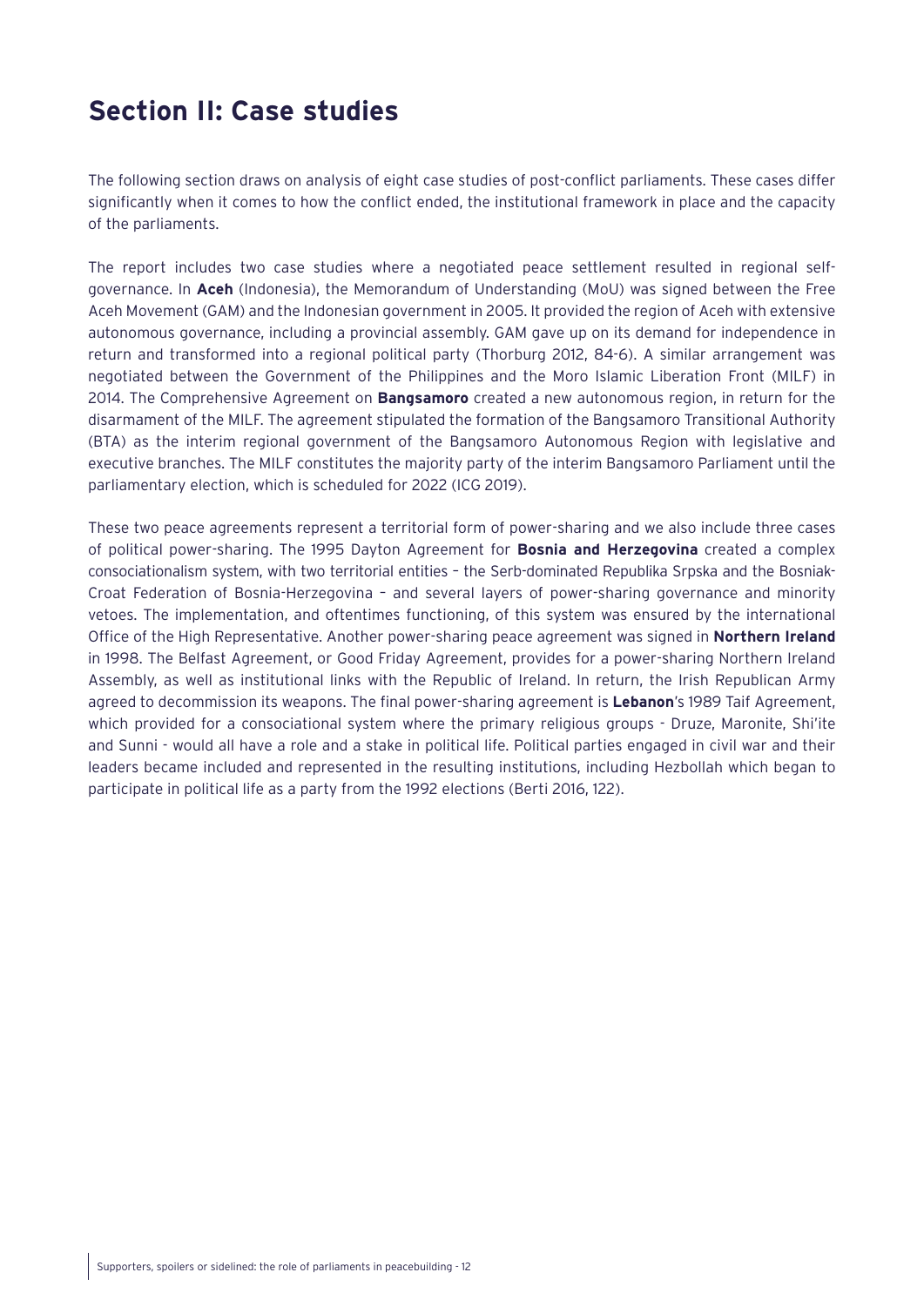## Section II: Case studies

The following section draws on analysis of eight case studies of post-conflict parliaments. These cases differ significantly when it comes to how the conflict ended, the institutional framework in place and the capacity of the parliaments.

The report includes two case studies where a negotiated peace settlement resulted in regional self-governance. In **Aceh** (Indonesia), the Memorandum of Understanding (MoU) was signed between the Free Aceh Movement (GAM) and the Indonesian government in 2005. It provided the region of Aceh with extensive autonomous governance, including a provincial assembly. GAM gave up on its demand for independence in return and transformed into a regional political party (Thorburg 2012, 84-6). A similar arrangement was negotiated between the Government of the Philippines and the Moro Islamic Liberation Front (MILF) in 2014. The Comprehensive Agreement on **Bangsamoro** created a new autonomous region, in return for the disarmament of the MILF. The agreement stipulated the formation of the Bangsamoro Transitional Authority (BTA) as the interim regional government of the Bangsamoro Autonomous Region with legislative and executive branches. The MILF constitutes the majority party of the interim Bangsamoro Parliament until the parliamentary election, which is scheduled for 2022 (ICG 2019).

These two peace agreements represent a territorial form of power-sharing and we also include three cases of political power-sharing. The 1995 Dayton Agreement for **Bosnia and Herzegovina** created a complex consociationalism system, with two territorial entities – the Serb-dominated Republika Srpska and the Bosniak-Croat Federation of Bosnia-Herzegovina – and several layers of power-sharing governance and minority vetoes. The implementation, and oftentimes functioning, of this system was ensured by the international Office of the High Representative. Another power-sharing peace agreement was signed in **Northern Ireland** in 1998. The Belfast Agreement, or Good Friday Agreement, provides for a power-sharing Northern Ireland Assembly, as well as institutional links with the Republic of Ireland. In return, the Irish Republican Army agreed to decommission its weapons. The final power-sharing agreement is **Lebanon**'s 1989 Taif Agreement, which provided for a consociational system where the primary religious groups - Druze, Maronite, Shi'ite and Sunni - would all have a role and a stake in political life. Political parties engaged in civil war and their leaders became included and represented in the resulting institutions, including Hezbollah which began to participate in political life as a party from the 1992 elections (Berti 2016, 122).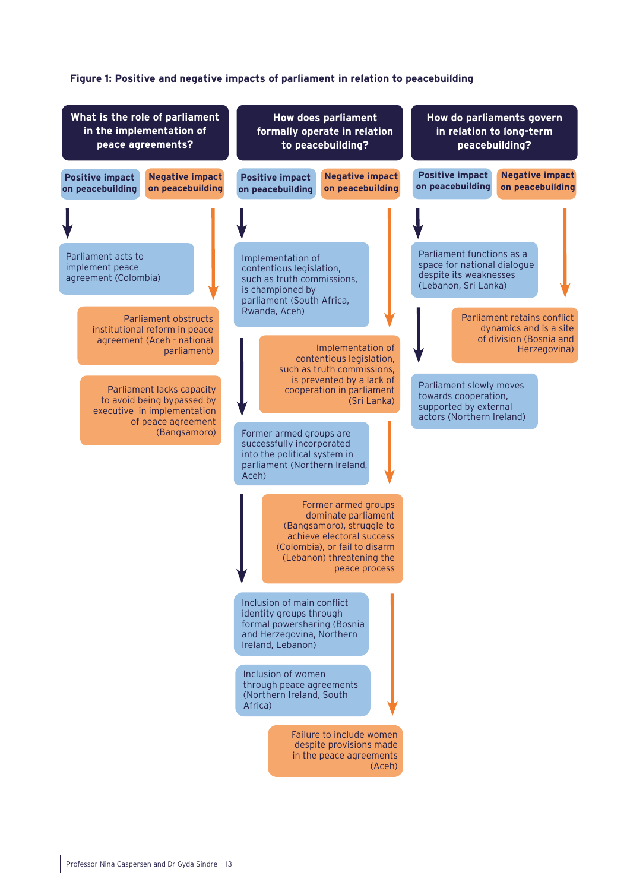**Figure 1: Positive and negative impacts of parliament in relation to peacebuilding**

## What is the role of parliament in the implementation of peace agreements?

**Positive impact on peacebuilding**

- Parliament acts to implement peace agreement (Colombia)

**Negative impact on peacebuilding**

- Parliament obstructs institutional reform in peace agreement (Aceh - national parliament)
- Parliament lacks capacity to avoid being bypassed by executive in implementation of peace agreement (Bangsamoro)

## How does parliament formally operate in relation to peacebuilding?

**Positive impact on peacebuilding**

- Implementation of contentious legislation, such as truth commissions, is championed by parliament (South Africa, Rwanda, Aceh)
- Former armed groups are successfully incorporated into the political system in parliament (Northern Ireland, Aceh)
- Inclusion of main conflict identity groups through formal powersharing (Bosnia and Herzegovina, Northern Ireland, Lebanon)
- Inclusion of women through peace agreements (Northern Ireland, South Africa)

**Negative impact on peacebuilding**

- Implementation of contentious legislation, such as truth commissions, is prevented by a lack of cooperation in parliament (Sri Lanka)
- Former armed groups dominate parliament (Bangsamoro), struggle to achieve electoral success (Colombia), or fail to disarm (Lebanon) threatening the peace process
- Failure to include women despite provisions made in the peace agreements (Aceh)

## How do parliaments govern in relation to long-term peacebuilding?

**Positive impact on peacebuilding**

- Parliament functions as a space for national dialogue despite its weaknesses (Lebanon, Sri Lanka)
- Parliament slowly moves towards cooperation, supported by external actors (Northern Ireland)

**Negative impact on peacebuilding**

- Parliament retains conflict dynamics and is a site of division (Bosnia and Herzegovina)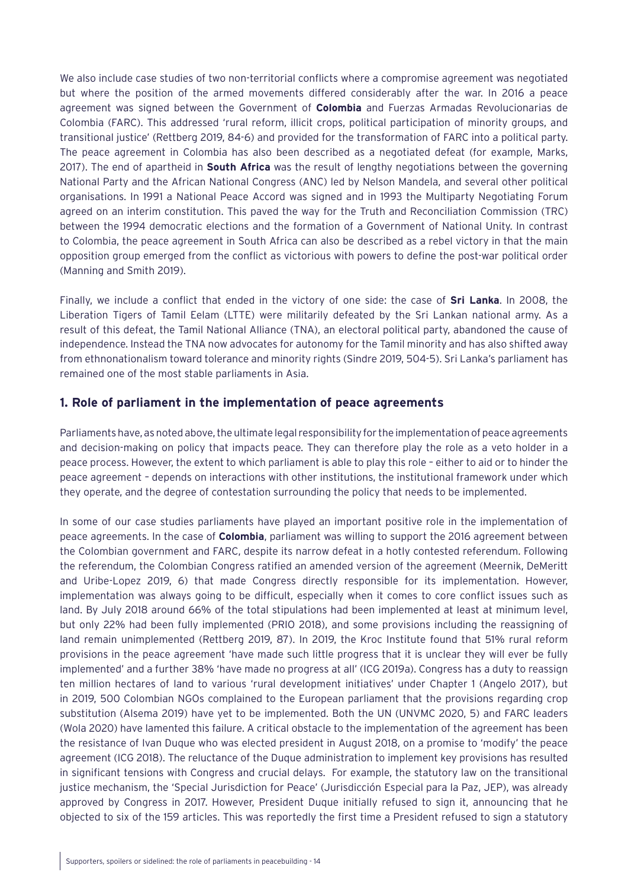We also include case studies of two non-territorial conflicts where a compromise agreement was negotiated but where the position of the armed movements differed considerably after the war. In 2016 a peace agreement was signed between the Government of **Colombia** and Fuerzas Armadas Revolucionarias de Colombia (FARC). This addressed 'rural reform, illicit crops, political participation of minority groups, and transitional justice' (Rettberg 2019, 84-6) and provided for the transformation of FARC into a political party. The peace agreement in Colombia has also been described as a negotiated defeat (for example, Marks, 2017). The end of apartheid in **South Africa** was the result of lengthy negotiations between the governing National Party and the African National Congress (ANC) led by Nelson Mandela, and several other political organisations. In 1991 a National Peace Accord was signed and in 1993 the Multiparty Negotiating Forum agreed on an interim constitution. This paved the way for the Truth and Reconciliation Commission (TRC) between the 1994 democratic elections and the formation of a Government of National Unity. In contrast to Colombia, the peace agreement in South Africa can also be described as a rebel victory in that the main opposition group emerged from the conflict as victorious with powers to define the post-war political order (Manning and Smith 2019).

Finally, we include a conflict that ended in the victory of one side: the case of **Sri Lanka**. In 2008, the Liberation Tigers of Tamil Eelam (LTTE) were militarily defeated by the Sri Lankan national army. As a result of this defeat, the Tamil National Alliance (TNA), an electoral political party, abandoned the cause of independence. Instead the TNA now advocates for autonomy for the Tamil minority and has also shifted away from ethnonationalism toward tolerance and minority rights (Sindre 2019, 504-5). Sri Lanka's parliament has remained one of the most stable parliaments in Asia.

## 1. Role of parliament in the implementation of peace agreements

Parliaments have, as noted above, the ultimate legal responsibility for the implementation of peace agreements and decision-making on policy that impacts peace. They can therefore play the role as a veto holder in a peace process. However, the extent to which parliament is able to play this role – either to aid or to hinder the peace agreement – depends on interactions with other institutions, the institutional framework under which they operate, and the degree of contestation surrounding the policy that needs to be implemented.

In some of our case studies parliaments have played an important positive role in the implementation of peace agreements. In the case of **Colombia**, parliament was willing to support the 2016 agreement between the Colombian government and FARC, despite its narrow defeat in a hotly contested referendum. Following the referendum, the Colombian Congress ratified an amended version of the agreement (Meernik, DeMeritt and Uribe-Lopez 2019, 6) that made Congress directly responsible for its implementation. However, implementation was always going to be difficult, especially when it comes to core conflict issues such as land. By July 2018 around 66% of the total stipulations had been implemented at least at minimum level, but only 22% had been fully implemented (PRIO 2018), and some provisions including the reassigning of land remain unimplemented (Rettberg 2019, 87). In 2019, the Kroc Institute found that 51% rural reform provisions in the peace agreement 'have made such little progress that it is unclear they will ever be fully implemented' and a further 38% 'have made no progress at all' (ICG 2019a). Congress has a duty to reassign ten million hectares of land to various 'rural development initiatives' under Chapter 1 (Angelo 2017), but in 2019, 500 Colombian NGOs complained to the European parliament that the provisions regarding crop substitution (Alsema 2019) have yet to be implemented. Both the UN (UNVMC 2020, 5) and FARC leaders (Wola 2020) have lamented this failure. A critical obstacle to the implementation of the agreement has been the resistance of Ivan Duque who was elected president in August 2018, on a promise to 'modify' the peace agreement (ICG 2018). The reluctance of the Duque administration to implement key provisions has resulted in significant tensions with Congress and crucial delays. For example, the statutory law on the transitional justice mechanism, the 'Special Jurisdiction for Peace' (Jurisdicción Especial para la Paz, JEP), was already approved by Congress in 2017. However, President Duque initially refused to sign it, announcing that he objected to six of the 159 articles. This was reportedly the first time a President refused to sign a statutory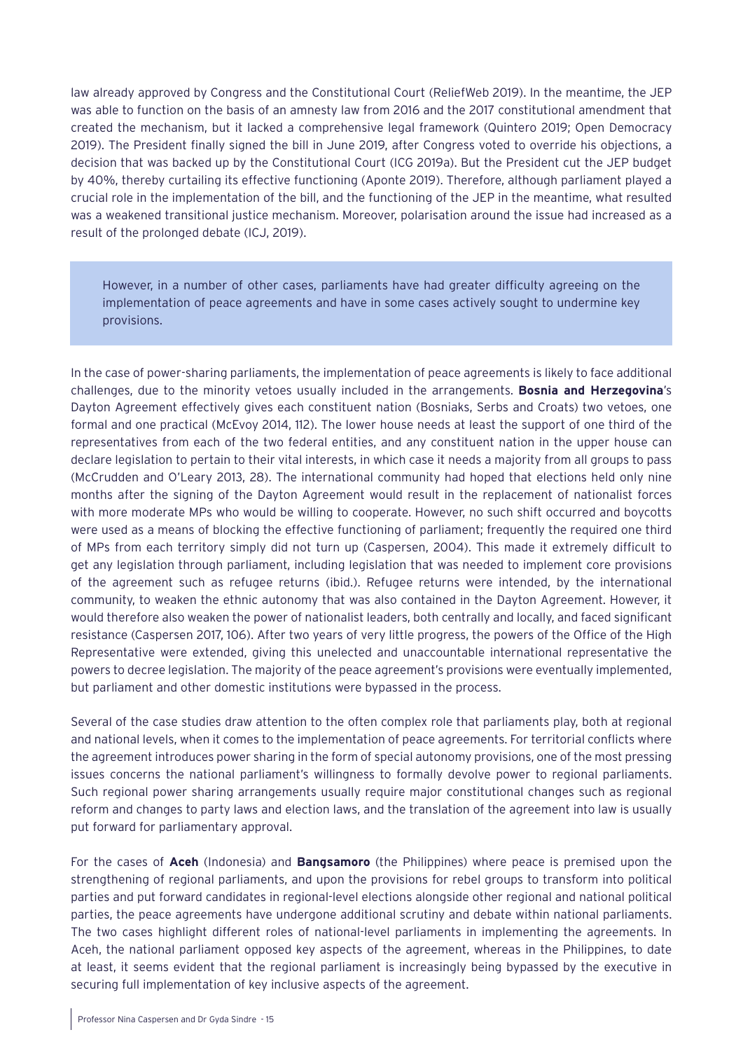law already approved by Congress and the Constitutional Court (ReliefWeb 2019). In the meantime, the JEP was able to function on the basis of an amnesty law from 2016 and the 2017 constitutional amendment that created the mechanism, but it lacked a comprehensive legal framework (Quintero 2019; Open Democracy 2019). The President finally signed the bill in June 2019, after Congress voted to override his objections, a decision that was backed up by the Constitutional Court (ICG 2019a). But the President cut the JEP budget by 40%, thereby curtailing its effective functioning (Aponte 2019). Therefore, although parliament played a crucial role in the implementation of the bill, and the functioning of the JEP in the meantime, what resulted was a weakened transitional justice mechanism. Moreover, polarisation around the issue had increased as a result of the prolonged debate (ICJ, 2019).

> However, in a number of other cases, parliaments have had greater difficulty agreeing on the implementation of peace agreements and have in some cases actively sought to undermine key provisions.

In the case of power-sharing parliaments, the implementation of peace agreements is likely to face additional challenges, due to the minority vetoes usually included in the arrangements. **Bosnia and Herzegovina**'s Dayton Agreement effectively gives each constituent nation (Bosniaks, Serbs and Croats) two vetoes, one formal and one practical (McEvoy 2014, 112). The lower house needs at least the support of one third of the representatives from each of the two federal entities, and any constituent nation in the upper house can declare legislation to pertain to their vital interests, in which case it needs a majority from all groups to pass (McCrudden and O'Leary 2013, 28). The international community had hoped that elections held only nine months after the signing of the Dayton Agreement would result in the replacement of nationalist forces with more moderate MPs who would be willing to cooperate. However, no such shift occurred and boycotts were used as a means of blocking the effective functioning of parliament; frequently the required one third of MPs from each territory simply did not turn up (Caspersen, 2004). This made it extremely difficult to get any legislation through parliament, including legislation that was needed to implement core provisions of the agreement such as refugee returns (ibid.). Refugee returns were intended, by the international community, to weaken the ethnic autonomy that was also contained in the Dayton Agreement. However, it would therefore also weaken the power of nationalist leaders, both centrally and locally, and faced significant resistance (Caspersen 2017, 106). After two years of very little progress, the powers of the Office of the High Representative were extended, giving this unelected and unaccountable international representative the powers to decree legislation. The majority of the peace agreement's provisions were eventually implemented, but parliament and other domestic institutions were bypassed in the process.

Several of the case studies draw attention to the often complex role that parliaments play, both at regional and national levels, when it comes to the implementation of peace agreements. For territorial conflicts where the agreement introduces power sharing in the form of special autonomy provisions, one of the most pressing issues concerns the national parliament's willingness to formally devolve power to regional parliaments. Such regional power sharing arrangements usually require major constitutional changes such as regional reform and changes to party laws and election laws, and the translation of the agreement into law is usually put forward for parliamentary approval.

For the cases of **Aceh** (Indonesia) and **Bangsamoro** (the Philippines) where peace is premised upon the strengthening of regional parliaments, and upon the provisions for rebel groups to transform into political parties and put forward candidates in regional-level elections alongside other regional and national political parties, the peace agreements have undergone additional scrutiny and debate within national parliaments. The two cases highlight different roles of national-level parliaments in implementing the agreements. In Aceh, the national parliament opposed key aspects of the agreement, whereas in the Philippines, to date at least, it seems evident that the regional parliament is increasingly being bypassed by the executive in securing full implementation of key inclusive aspects of the agreement.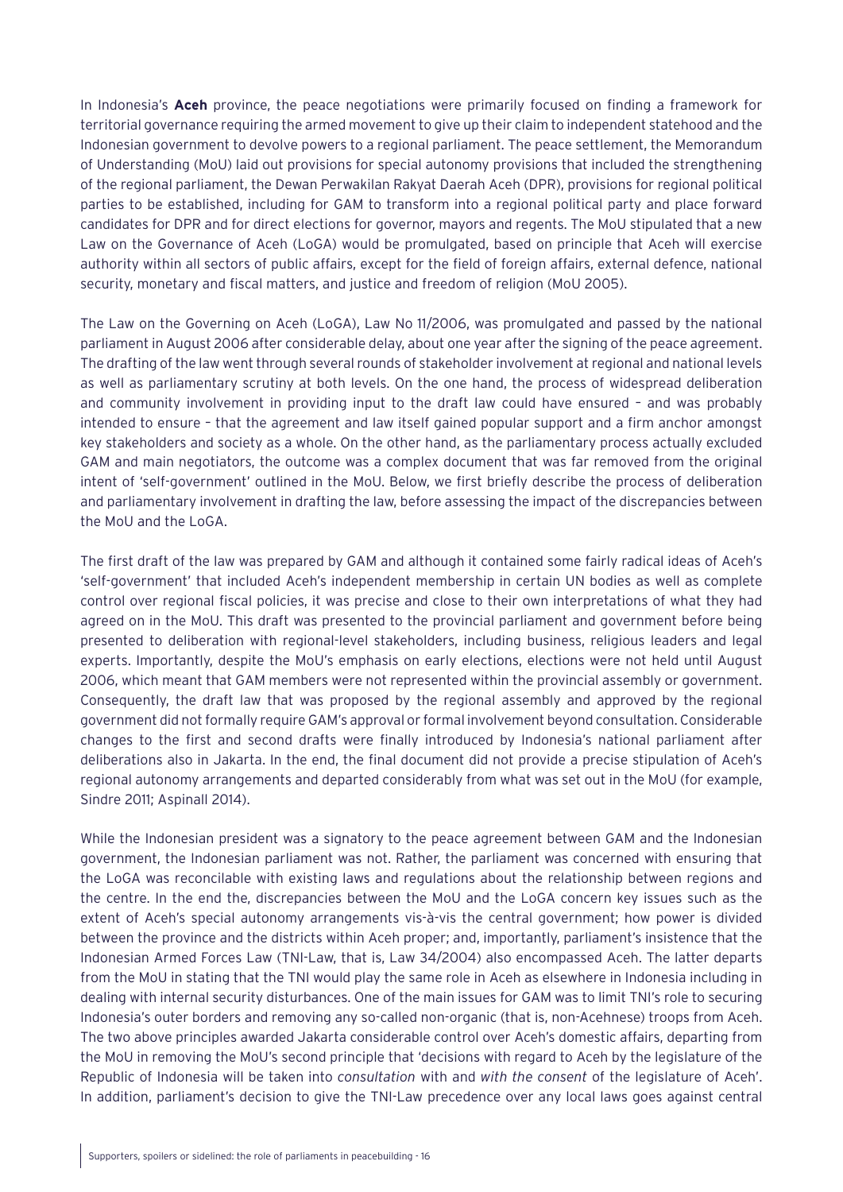In Indonesia's **Aceh** province, the peace negotiations were primarily focused on finding a framework for territorial governance requiring the armed movement to give up their claim to independent statehood and the Indonesian government to devolve powers to a regional parliament. The peace settlement, the Memorandum of Understanding (MoU) laid out provisions for special autonomy provisions that included the strengthening of the regional parliament, the Dewan Perwakilan Rakyat Daerah Aceh (DPR), provisions for regional political parties to be established, including for GAM to transform into a regional political party and place forward candidates for DPR and for direct elections for governor, mayors and regents. The MoU stipulated that a new Law on the Governance of Aceh (LoGA) would be promulgated, based on principle that Aceh will exercise authority within all sectors of public affairs, except for the field of foreign affairs, external defence, national security, monetary and fiscal matters, and justice and freedom of religion (MoU 2005).

The Law on the Governing on Aceh (LoGA), Law No 11/2006, was promulgated and passed by the national parliament in August 2006 after considerable delay, about one year after the signing of the peace agreement. The drafting of the law went through several rounds of stakeholder involvement at regional and national levels as well as parliamentary scrutiny at both levels. On the one hand, the process of widespread deliberation and community involvement in providing input to the draft law could have ensured – and was probably intended to ensure – that the agreement and law itself gained popular support and a firm anchor amongst key stakeholders and society as a whole. On the other hand, as the parliamentary process actually excluded GAM and main negotiators, the outcome was a complex document that was far removed from the original intent of 'self-government' outlined in the MoU. Below, we first briefly describe the process of deliberation and parliamentary involvement in drafting the law, before assessing the impact of the discrepancies between the MoU and the LoGA.

The first draft of the law was prepared by GAM and although it contained some fairly radical ideas of Aceh's 'self-government' that included Aceh's independent membership in certain UN bodies as well as complete control over regional fiscal policies, it was precise and close to their own interpretations of what they had agreed on in the MoU. This draft was presented to the provincial parliament and government before being presented to deliberation with regional-level stakeholders, including business, religious leaders and legal experts. Importantly, despite the MoU's emphasis on early elections, elections were not held until August 2006, which meant that GAM members were not represented within the provincial assembly or government. Consequently, the draft law that was proposed by the regional assembly and approved by the regional government did not formally require GAM's approval or formal involvement beyond consultation. Considerable changes to the first and second drafts were finally introduced by Indonesia's national parliament after deliberations also in Jakarta. In the end, the final document did not provide a precise stipulation of Aceh's regional autonomy arrangements and departed considerably from what was set out in the MoU (for example, Sindre 2011; Aspinall 2014).

While the Indonesian president was a signatory to the peace agreement between GAM and the Indonesian government, the Indonesian parliament was not. Rather, the parliament was concerned with ensuring that the LoGA was reconcilable with existing laws and regulations about the relationship between regions and the centre. In the end the, discrepancies between the MoU and the LoGA concern key issues such as the extent of Aceh's special autonomy arrangements vis-à-vis the central government; how power is divided between the province and the districts within Aceh proper; and, importantly, parliament's insistence that the Indonesian Armed Forces Law (TNI-Law, that is, Law 34/2004) also encompassed Aceh. The latter departs from the MoU in stating that the TNI would play the same role in Aceh as elsewhere in Indonesia including in dealing with internal security disturbances. One of the main issues for GAM was to limit TNI's role to securing Indonesia's outer borders and removing any so-called non-organic (that is, non-Acehnese) troops from Aceh. The two above principles awarded Jakarta considerable control over Aceh's domestic affairs, departing from the MoU in removing the MoU's second principle that 'decisions with regard to Aceh by the legislature of the Republic of Indonesia will be taken into *consultation* with and *with the consent* of the legislature of Aceh'. In addition, parliament's decision to give the TNI-Law precedence over any local laws goes against central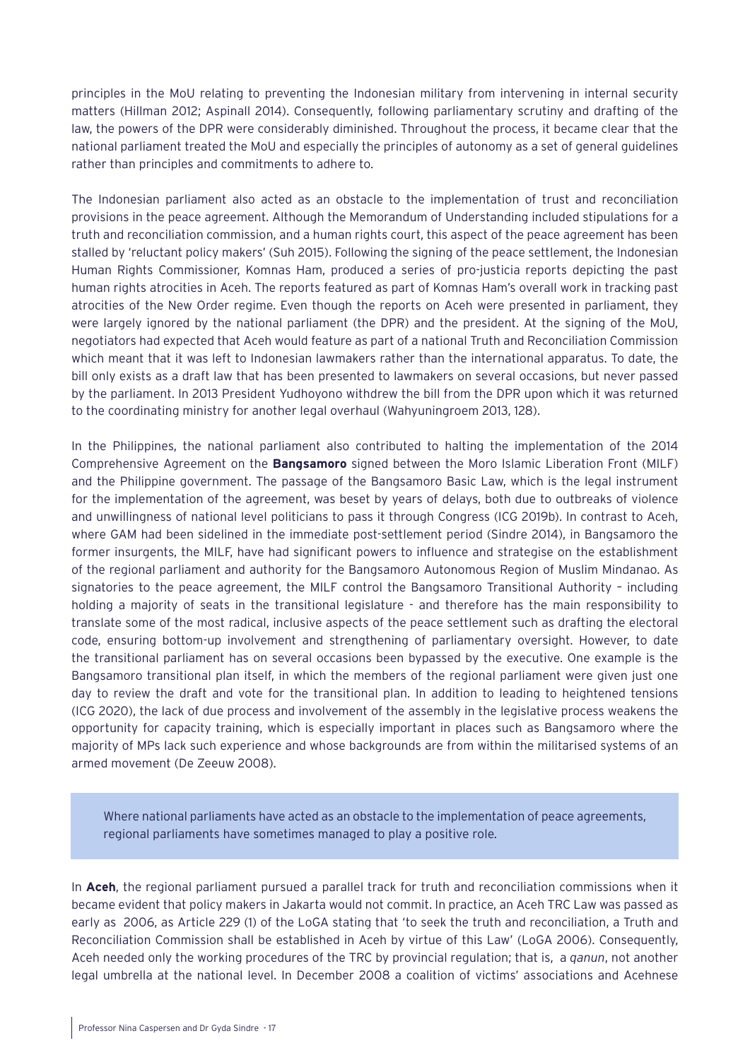principles in the MoU relating to preventing the Indonesian military from intervening in internal security matters (Hillman 2012; Aspinall 2014). Consequently, following parliamentary scrutiny and drafting of the law, the powers of the DPR were considerably diminished. Throughout the process, it became clear that the national parliament treated the MoU and especially the principles of autonomy as a set of general guidelines rather than principles and commitments to adhere to.

The Indonesian parliament also acted as an obstacle to the implementation of trust and reconciliation provisions in the peace agreement. Although the Memorandum of Understanding included stipulations for a truth and reconciliation commission, and a human rights court, this aspect of the peace agreement has been stalled by 'reluctant policy makers' (Suh 2015). Following the signing of the peace settlement, the Indonesian Human Rights Commissioner, Komnas Ham, produced a series of pro-justicia reports depicting the past human rights atrocities in Aceh. The reports featured as part of Komnas Ham's overall work in tracking past atrocities of the New Order regime. Even though the reports on Aceh were presented in parliament, they were largely ignored by the national parliament (the DPR) and the president. At the signing of the MoU, negotiators had expected that Aceh would feature as part of a national Truth and Reconciliation Commission which meant that it was left to Indonesian lawmakers rather than the international apparatus. To date, the bill only exists as a draft law that has been presented to lawmakers on several occasions, but never passed by the parliament. In 2013 President Yudhoyono withdrew the bill from the DPR upon which it was returned to the coordinating ministry for another legal overhaul (Wahyuningroem 2013, 128).

In the Philippines, the national parliament also contributed to halting the implementation of the 2014 Comprehensive Agreement on the **Bangsamoro** signed between the Moro Islamic Liberation Front (MILF) and the Philippine government. The passage of the Bangsamoro Basic Law, which is the legal instrument for the implementation of the agreement, was beset by years of delays, both due to outbreaks of violence and unwillingness of national level politicians to pass it through Congress (ICG 2019b). In contrast to Aceh, where GAM had been sidelined in the immediate post-settlement period (Sindre 2014), in Bangsamoro the former insurgents, the MILF, have had significant powers to influence and strategise on the establishment of the regional parliament and authority for the Bangsamoro Autonomous Region of Muslim Mindanao. As signatories to the peace agreement, the MILF control the Bangsamoro Transitional Authority – including holding a majority of seats in the transitional legislature - and therefore has the main responsibility to translate some of the most radical, inclusive aspects of the peace settlement such as drafting the electoral code, ensuring bottom-up involvement and strengthening of parliamentary oversight. However, to date the transitional parliament has on several occasions been bypassed by the executive. One example is the Bangsamoro transitional plan itself, in which the members of the regional parliament were given just one day to review the draft and vote for the transitional plan. In addition to leading to heightened tensions (ICG 2020), the lack of due process and involvement of the assembly in the legislative process weakens the opportunity for capacity training, which is especially important in places such as Bangsamoro where the majority of MPs lack such experience and whose backgrounds are from within the militarised systems of an armed movement (De Zeeuw 2008).

> Where national parliaments have acted as an obstacle to the implementation of peace agreements, regional parliaments have sometimes managed to play a positive role.

In **Aceh**, the regional parliament pursued a parallel track for truth and reconciliation commissions when it became evident that policy makers in Jakarta would not commit. In practice, an Aceh TRC Law was passed as early as 2006, as Article 229 (1) of the LoGA stating that 'to seek the truth and reconciliation, a Truth and Reconciliation Commission shall be established in Aceh by virtue of this Law' (LoGA 2006). Consequently, Aceh needed only the working procedures of the TRC by provincial regulation; that is, a *qanun*, not another legal umbrella at the national level. In December 2008 a coalition of victims' associations and Acehnese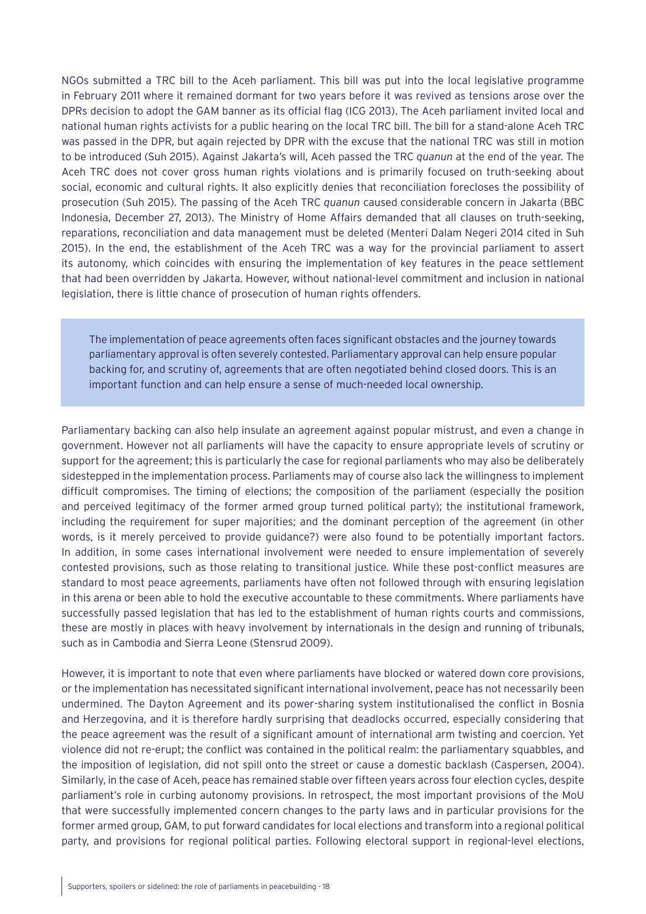NGOs submitted a TRC bill to the Aceh parliament. This bill was put into the local legislative programme in February 2011 where it remained dormant for two years before it was revived as tensions arose over the DPRs decision to adopt the GAM banner as its official flag (ICG 2013). The Aceh parliament invited local and national human rights activists for a public hearing on the local TRC bill. The bill for a stand-alone Aceh TRC was passed in the DPR, but again rejected by DPR with the excuse that the national TRC was still in motion to be introduced (Suh 2015). Against Jakarta's will, Aceh passed the TRC *quanun* at the end of the year. The Aceh TRC does not cover gross human rights violations and is primarily focused on truth-seeking about social, economic and cultural rights. It also explicitly denies that reconciliation forecloses the possibility of prosecution (Suh 2015). The passing of the Aceh TRC *quanun* caused considerable concern in Jakarta (BBC Indonesia, December 27, 2013). The Ministry of Home Affairs demanded that all clauses on truth-seeking, reparations, reconciliation and data management must be deleted (Menteri Dalam Negeri 2014 cited in Suh 2015). In the end, the establishment of the Aceh TRC was a way for the provincial parliament to assert its autonomy, which coincides with ensuring the implementation of key features in the peace settlement that had been overridden by Jakarta. However, without national-level commitment and inclusion in national legislation, there is little chance of prosecution of human rights offenders.

> The implementation of peace agreements often faces significant obstacles and the journey towards parliamentary approval is often severely contested. Parliamentary approval can help ensure popular backing for, and scrutiny of, agreements that are often negotiated behind closed doors. This is an important function and can help ensure a sense of much-needed local ownership.

Parliamentary backing can also help insulate an agreement against popular mistrust, and even a change in government. However not all parliaments will have the capacity to ensure appropriate levels of scrutiny or support for the agreement; this is particularly the case for regional parliaments who may also be deliberately sidestepped in the implementation process. Parliaments may of course also lack the willingness to implement difficult compromises. The timing of elections; the composition of the parliament (especially the position and perceived legitimacy of the former armed group turned political party); the institutional framework, including the requirement for super majorities; and the dominant perception of the agreement (in other words, is it merely perceived to provide guidance?) were also found to be potentially important factors. In addition, in some cases international involvement were needed to ensure implementation of severely contested provisions, such as those relating to transitional justice. While these post-conflict measures are standard to most peace agreements, parliaments have often not followed through with ensuring legislation in this arena or been able to hold the executive accountable to these commitments. Where parliaments have successfully passed legislation that has led to the establishment of human rights courts and commissions, these are mostly in places with heavy involvement by internationals in the design and running of tribunals, such as in Cambodia and Sierra Leone (Stensrud 2009).

However, it is important to note that even where parliaments have blocked or watered down core provisions, or the implementation has necessitated significant international involvement, peace has not necessarily been undermined. The Dayton Agreement and its power-sharing system institutionalised the conflict in Bosnia and Herzegovina, and it is therefore hardly surprising that deadlocks occurred, especially considering that the peace agreement was the result of a significant amount of international arm twisting and coercion. Yet violence did not re-erupt; the conflict was contained in the political realm: the parliamentary squabbles, and the imposition of legislation, did not spill onto the street or cause a domestic backlash (Caspersen, 2004). Similarly, in the case of Aceh, peace has remained stable over fifteen years across four election cycles, despite parliament's role in curbing autonomy provisions. In retrospect, the most important provisions of the MoU that were successfully implemented concern changes to the party laws and in particular provisions for the former armed group, GAM, to put forward candidates for local elections and transform into a regional political party, and provisions for regional political parties. Following electoral support in regional-level elections,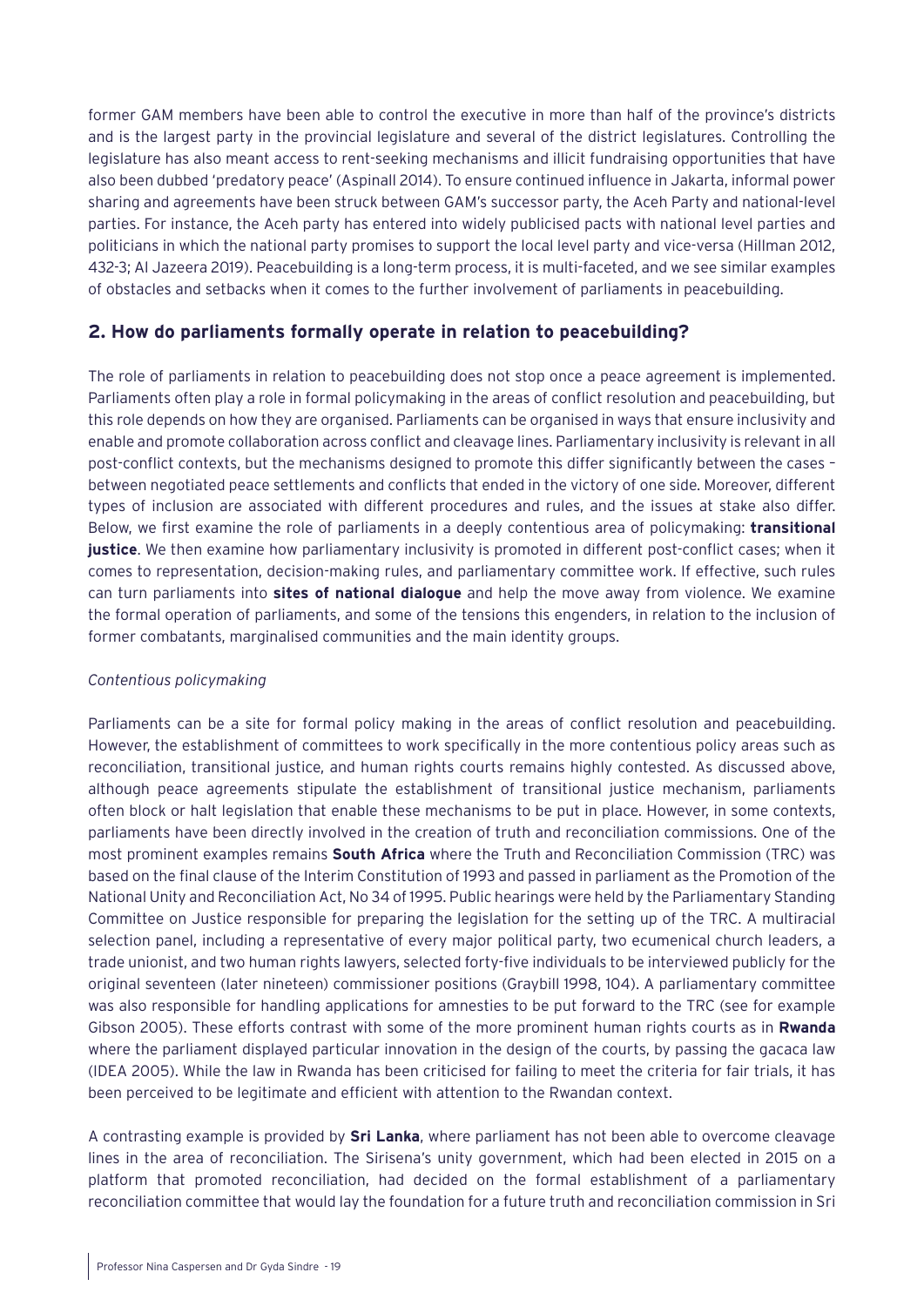former GAM members have been able to control the executive in more than half of the province's districts and is the largest party in the provincial legislature and several of the district legislatures. Controlling the legislature has also meant access to rent-seeking mechanisms and illicit fundraising opportunities that have also been dubbed 'predatory peace' (Aspinall 2014). To ensure continued influence in Jakarta, informal power sharing and agreements have been struck between GAM's successor party, the Aceh Party and national-level parties. For instance, the Aceh party has entered into widely publicised pacts with national level parties and politicians in which the national party promises to support the local level party and vice-versa (Hillman 2012, 432-3; Al Jazeera 2019). Peacebuilding is a long-term process, it is multi-faceted, and we see similar examples of obstacles and setbacks when it comes to the further involvement of parliaments in peacebuilding.

## 2. How do parliaments formally operate in relation to peacebuilding?

The role of parliaments in relation to peacebuilding does not stop once a peace agreement is implemented. Parliaments often play a role in formal policymaking in the areas of conflict resolution and peacebuilding, but this role depends on how they are organised. Parliaments can be organised in ways that ensure inclusivity and enable and promote collaboration across conflict and cleavage lines. Parliamentary inclusivity is relevant in all post-conflict contexts, but the mechanisms designed to promote this differ significantly between the cases – between negotiated peace settlements and conflicts that ended in the victory of one side. Moreover, different types of inclusion are associated with different procedures and rules, and the issues at stake also differ. Below, we first examine the role of parliaments in a deeply contentious area of policymaking: **transitional justice**. We then examine how parliamentary inclusivity is promoted in different post-conflict cases; when it comes to representation, decision-making rules, and parliamentary committee work. If effective, such rules can turn parliaments into **sites of national dialogue** and help the move away from violence. We examine the formal operation of parliaments, and some of the tensions this engenders, in relation to the inclusion of former combatants, marginalised communities and the main identity groups.

*Contentious policymaking*

Parliaments can be a site for formal policy making in the areas of conflict resolution and peacebuilding. However, the establishment of committees to work specifically in the more contentious policy areas such as reconciliation, transitional justice, and human rights courts remains highly contested. As discussed above, although peace agreements stipulate the establishment of transitional justice mechanism, parliaments often block or halt legislation that enable these mechanisms to be put in place. However, in some contexts, parliaments have been directly involved in the creation of truth and reconciliation commissions. One of the most prominent examples remains **South Africa** where the Truth and Reconciliation Commission (TRC) was based on the final clause of the Interim Constitution of 1993 and passed in parliament as the Promotion of the National Unity and Reconciliation Act, No 34 of 1995. Public hearings were held by the Parliamentary Standing Committee on Justice responsible for preparing the legislation for the setting up of the TRC. A multiracial selection panel, including a representative of every major political party, two ecumenical church leaders, a trade unionist, and two human rights lawyers, selected forty-five individuals to be interviewed publicly for the original seventeen (later nineteen) commissioner positions (Graybill 1998, 104). A parliamentary committee was also responsible for handling applications for amnesties to be put forward to the TRC (see for example Gibson 2005). These efforts contrast with some of the more prominent human rights courts as in **Rwanda** where the parliament displayed particular innovation in the design of the courts, by passing the gacaca law (IDEA 2005). While the law in Rwanda has been criticised for failing to meet the criteria for fair trials, it has been perceived to be legitimate and efficient with attention to the Rwandan context.

A contrasting example is provided by **Sri Lanka**, where parliament has not been able to overcome cleavage lines in the area of reconciliation. The Sirisena's unity government, which had been elected in 2015 on a platform that promoted reconciliation, had decided on the formal establishment of a parliamentary reconciliation committee that would lay the foundation for a future truth and reconciliation commission in Sri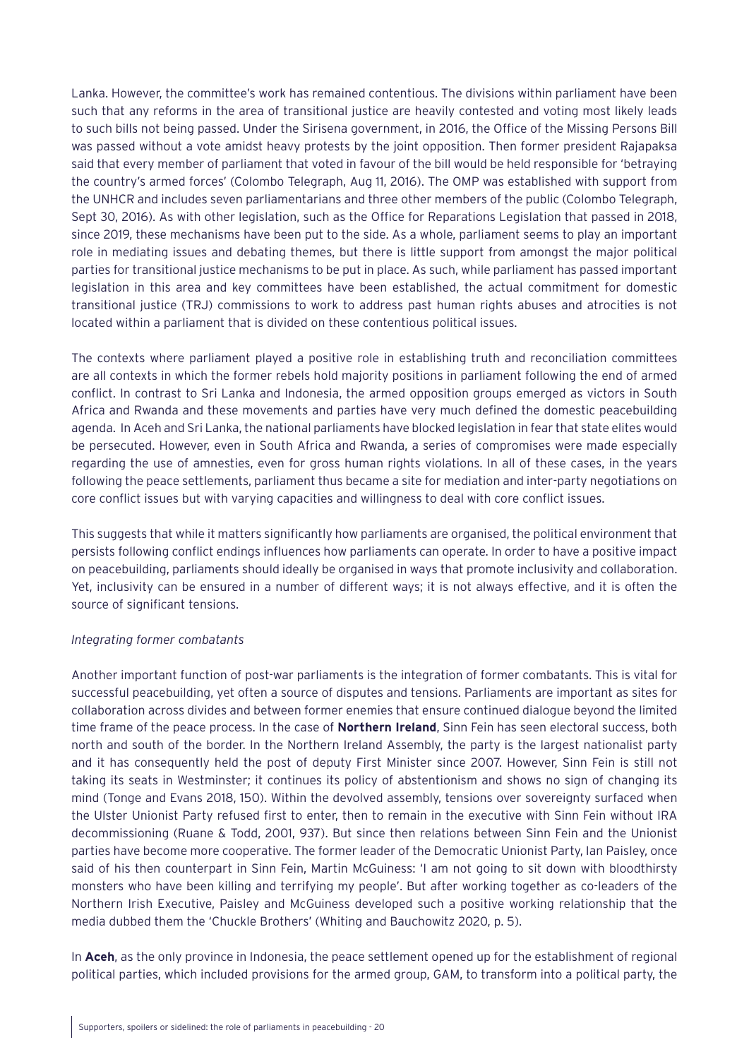Lanka. However, the committee's work has remained contentious. The divisions within parliament have been such that any reforms in the area of transitional justice are heavily contested and voting most likely leads to such bills not being passed. Under the Sirisena government, in 2016, the Office of the Missing Persons Bill was passed without a vote amidst heavy protests by the joint opposition. Then former president Rajapaksa said that every member of parliament that voted in favour of the bill would be held responsible for 'betraying the country's armed forces' (Colombo Telegraph, Aug 11, 2016). The OMP was established with support from the UNHCR and includes seven parliamentarians and three other members of the public (Colombo Telegraph, Sept 30, 2016). As with other legislation, such as the Office for Reparations Legislation that passed in 2018, since 2019, these mechanisms have been put to the side. As a whole, parliament seems to play an important role in mediating issues and debating themes, but there is little support from amongst the major political parties for transitional justice mechanisms to be put in place. As such, while parliament has passed important legislation in this area and key committees have been established, the actual commitment for domestic transitional justice (TRJ) commissions to work to address past human rights abuses and atrocities is not located within a parliament that is divided on these contentious political issues.

The contexts where parliament played a positive role in establishing truth and reconciliation committees are all contexts in which the former rebels hold majority positions in parliament following the end of armed conflict. In contrast to Sri Lanka and Indonesia, the armed opposition groups emerged as victors in South Africa and Rwanda and these movements and parties have very much defined the domestic peacebuilding agenda. In Aceh and Sri Lanka, the national parliaments have blocked legislation in fear that state elites would be persecuted. However, even in South Africa and Rwanda, a series of compromises were made especially regarding the use of amnesties, even for gross human rights violations. In all of these cases, in the years following the peace settlements, parliament thus became a site for mediation and inter-party negotiations on core conflict issues but with varying capacities and willingness to deal with core conflict issues.

This suggests that while it matters significantly how parliaments are organised, the political environment that persists following conflict endings influences how parliaments can operate. In order to have a positive impact on peacebuilding, parliaments should ideally be organised in ways that promote inclusivity and collaboration. Yet, inclusivity can be ensured in a number of different ways; it is not always effective, and it is often the source of significant tensions.

*Integrating former combatants*

Another important function of post-war parliaments is the integration of former combatants. This is vital for successful peacebuilding, yet often a source of disputes and tensions. Parliaments are important as sites for collaboration across divides and between former enemies that ensure continued dialogue beyond the limited time frame of the peace process. In the case of **Northern Ireland**, Sinn Fein has seen electoral success, both north and south of the border. In the Northern Ireland Assembly, the party is the largest nationalist party and it has consequently held the post of deputy First Minister since 2007. However, Sinn Fein is still not taking its seats in Westminster; it continues its policy of abstentionism and shows no sign of changing its mind (Tonge and Evans 2018, 150). Within the devolved assembly, tensions over sovereignty surfaced when the Ulster Unionist Party refused first to enter, then to remain in the executive with Sinn Fein without IRA decommissioning (Ruane & Todd, 2001, 937). But since then relations between Sinn Fein and the Unionist parties have become more cooperative. The former leader of the Democratic Unionist Party, Ian Paisley, once said of his then counterpart in Sinn Fein, Martin McGuiness: 'I am not going to sit down with bloodthirsty monsters who have been killing and terrifying my people'. But after working together as co-leaders of the Northern Irish Executive, Paisley and McGuiness developed such a positive working relationship that the media dubbed them the 'Chuckle Brothers' (Whiting and Bauchowitz 2020, p. 5).

In **Aceh**, as the only province in Indonesia, the peace settlement opened up for the establishment of regional political parties, which included provisions for the armed group, GAM, to transform into a political party, the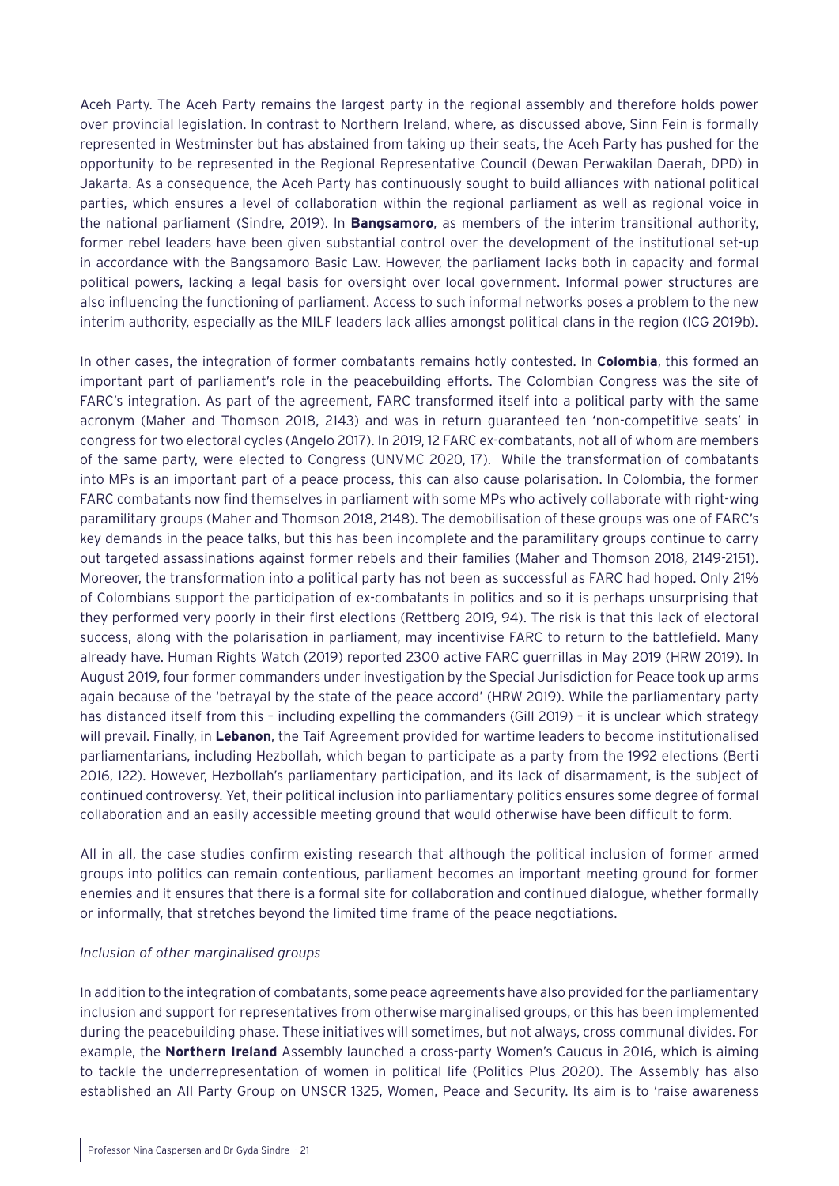Aceh Party. The Aceh Party remains the largest party in the regional assembly and therefore holds power over provincial legislation. In contrast to Northern Ireland, where, as discussed above, Sinn Fein is formally represented in Westminster but has abstained from taking up their seats, the Aceh Party has pushed for the opportunity to be represented in the Regional Representative Council (Dewan Perwakilan Daerah, DPD) in Jakarta. As a consequence, the Aceh Party has continuously sought to build alliances with national political parties, which ensures a level of collaboration within the regional parliament as well as regional voice in the national parliament (Sindre, 2019). In **Bangsamoro**, as members of the interim transitional authority, former rebel leaders have been given substantial control over the development of the institutional set-up in accordance with the Bangsamoro Basic Law. However, the parliament lacks both in capacity and formal political powers, lacking a legal basis for oversight over local government. Informal power structures are also influencing the functioning of parliament. Access to such informal networks poses a problem to the new interim authority, especially as the MILF leaders lack allies amongst political clans in the region (ICG 2019b).

In other cases, the integration of former combatants remains hotly contested. In **Colombia**, this formed an important part of parliament's role in the peacebuilding efforts. The Colombian Congress was the site of FARC's integration. As part of the agreement, FARC transformed itself into a political party with the same acronym (Maher and Thomson 2018, 2143) and was in return guaranteed ten 'non-competitive seats' in congress for two electoral cycles (Angelo 2017). In 2019, 12 FARC ex-combatants, not all of whom are members of the same party, were elected to Congress (UNVMC 2020, 17). While the transformation of combatants into MPs is an important part of a peace process, this can also cause polarisation. In Colombia, the former FARC combatants now find themselves in parliament with some MPs who actively collaborate with right-wing paramilitary groups (Maher and Thomson 2018, 2148). The demobilisation of these groups was one of FARC's key demands in the peace talks, but this has been incomplete and the paramilitary groups continue to carry out targeted assassinations against former rebels and their families (Maher and Thomson 2018, 2149-2151). Moreover, the transformation into a political party has not been as successful as FARC had hoped. Only 21% of Colombians support the participation of ex-combatants in politics and so it is perhaps unsurprising that they performed very poorly in their first elections (Rettberg 2019, 94). The risk is that this lack of electoral success, along with the polarisation in parliament, may incentivise FARC to return to the battlefield. Many already have. Human Rights Watch (2019) reported 2300 active FARC guerrillas in May 2019 (HRW 2019). In August 2019, four former commanders under investigation by the Special Jurisdiction for Peace took up arms again because of the 'betrayal by the state of the peace accord' (HRW 2019). While the parliamentary party has distanced itself from this – including expelling the commanders (Gill 2019) – it is unclear which strategy will prevail. Finally, in **Lebanon**, the Taif Agreement provided for wartime leaders to become institutionalised parliamentarians, including Hezbollah, which began to participate as a party from the 1992 elections (Berti 2016, 122). However, Hezbollah's parliamentary participation, and its lack of disarmament, is the subject of continued controversy. Yet, their political inclusion into parliamentary politics ensures some degree of formal collaboration and an easily accessible meeting ground that would otherwise have been difficult to form.

All in all, the case studies confirm existing research that although the political inclusion of former armed groups into politics can remain contentious, parliament becomes an important meeting ground for former enemies and it ensures that there is a formal site for collaboration and continued dialogue, whether formally or informally, that stretches beyond the limited time frame of the peace negotiations.

*Inclusion of other marginalised groups*

In addition to the integration of combatants, some peace agreements have also provided for the parliamentary inclusion and support for representatives from otherwise marginalised groups, or this has been implemented during the peacebuilding phase. These initiatives will sometimes, but not always, cross communal divides. For example, the **Northern Ireland** Assembly launched a cross-party Women's Caucus in 2016, which is aiming to tackle the underrepresentation of women in political life (Politics Plus 2020). The Assembly has also established an All Party Group on UNSCR 1325, Women, Peace and Security. Its aim is to 'raise awareness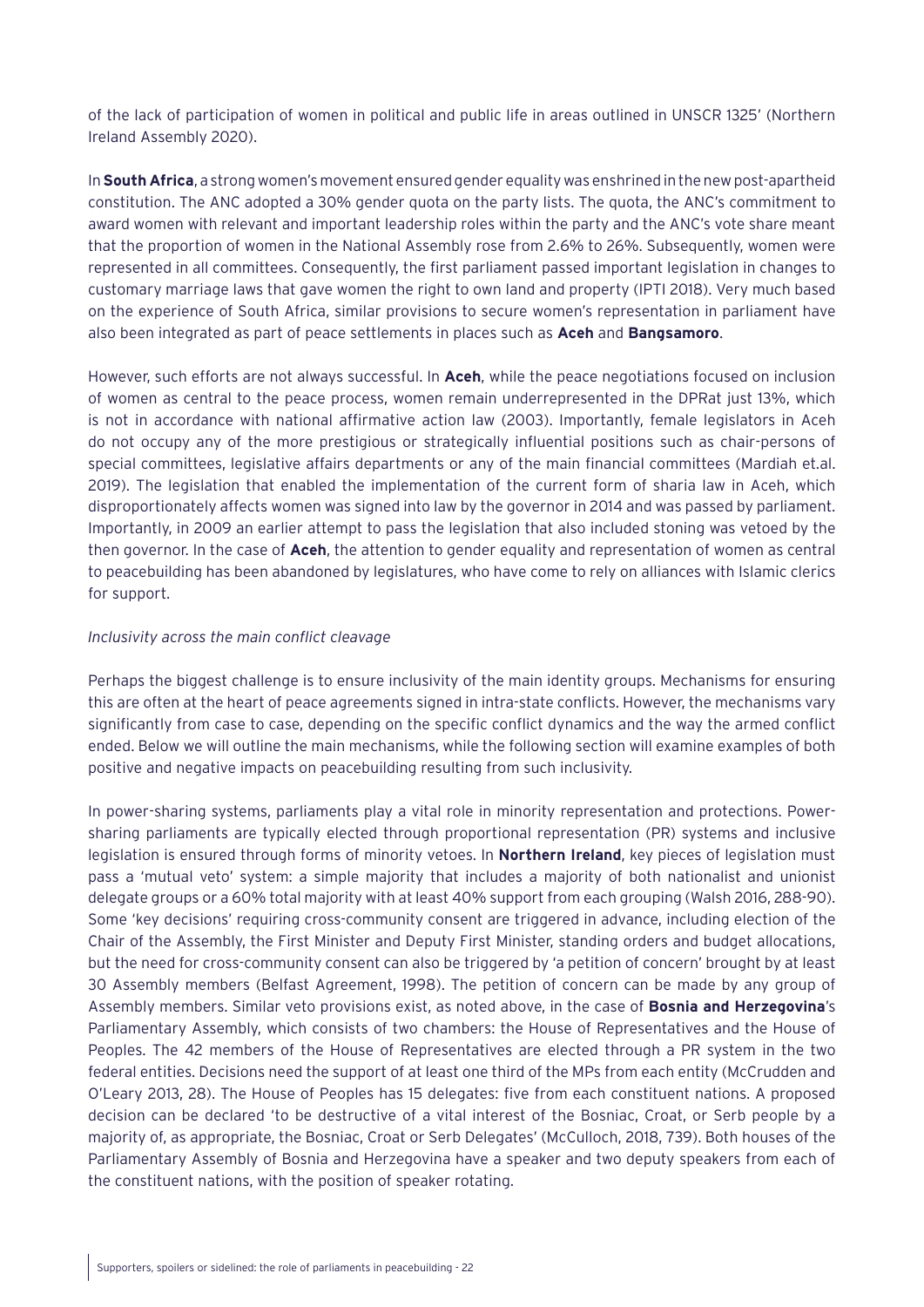of the lack of participation of women in political and public life in areas outlined in UNSCR 1325' (Northern Ireland Assembly 2020).

In **South Africa**, a strong women's movement ensured gender equality was enshrined in the new post-apartheid constitution. The ANC adopted a 30% gender quota on the party lists. The quota, the ANC's commitment to award women with relevant and important leadership roles within the party and the ANC's vote share meant that the proportion of women in the National Assembly rose from 2.6% to 26%. Subsequently, women were represented in all committees. Consequently, the first parliament passed important legislation in changes to customary marriage laws that gave women the right to own land and property (IPTI 2018). Very much based on the experience of South Africa, similar provisions to secure women's representation in parliament have also been integrated as part of peace settlements in places such as **Aceh** and **Bangsamoro**.

However, such efforts are not always successful. In **Aceh**, while the peace negotiations focused on inclusion of women as central to the peace process, women remain underrepresented in the DPRat just 13%, which is not in accordance with national affirmative action law (2003). Importantly, female legislators in Aceh do not occupy any of the more prestigious or strategically influential positions such as chair-persons of special committees, legislative affairs departments or any of the main financial committees (Mardiah et.al. 2019). The legislation that enabled the implementation of the current form of sharia law in Aceh, which disproportionately affects women was signed into law by the governor in 2014 and was passed by parliament. Importantly, in 2009 an earlier attempt to pass the legislation that also included stoning was vetoed by the then governor. In the case of **Aceh**, the attention to gender equality and representation of women as central to peacebuilding has been abandoned by legislatures, who have come to rely on alliances with Islamic clerics for support.

*Inclusivity across the main conflict cleavage*

Perhaps the biggest challenge is to ensure inclusivity of the main identity groups. Mechanisms for ensuring this are often at the heart of peace agreements signed in intra-state conflicts. However, the mechanisms vary significantly from case to case, depending on the specific conflict dynamics and the way the armed conflict ended. Below we will outline the main mechanisms, while the following section will examine examples of both positive and negative impacts on peacebuilding resulting from such inclusivity.

In power-sharing systems, parliaments play a vital role in minority representation and protections. Power-sharing parliaments are typically elected through proportional representation (PR) systems and inclusive legislation is ensured through forms of minority vetoes. In **Northern Ireland**, key pieces of legislation must pass a 'mutual veto' system: a simple majority that includes a majority of both nationalist and unionist delegate groups or a 60% total majority with at least 40% support from each grouping (Walsh 2016, 288-90). Some 'key decisions' requiring cross-community consent are triggered in advance, including election of the Chair of the Assembly, the First Minister and Deputy First Minister, standing orders and budget allocations, but the need for cross-community consent can also be triggered by 'a petition of concern' brought by at least 30 Assembly members (Belfast Agreement, 1998). The petition of concern can be made by any group of Assembly members. Similar veto provisions exist, as noted above, in the case of **Bosnia and Herzegovina**'s Parliamentary Assembly, which consists of two chambers: the House of Representatives and the House of Peoples. The 42 members of the House of Representatives are elected through a PR system in the two federal entities. Decisions need the support of at least one third of the MPs from each entity (McCrudden and O'Leary 2013, 28). The House of Peoples has 15 delegates: five from each constituent nations. A proposed decision can be declared 'to be destructive of a vital interest of the Bosniac, Croat, or Serb people by a majority of, as appropriate, the Bosniac, Croat or Serb Delegates' (McCulloch, 2018, 739). Both houses of the Parliamentary Assembly of Bosnia and Herzegovina have a speaker and two deputy speakers from each of the constituent nations, with the position of speaker rotating.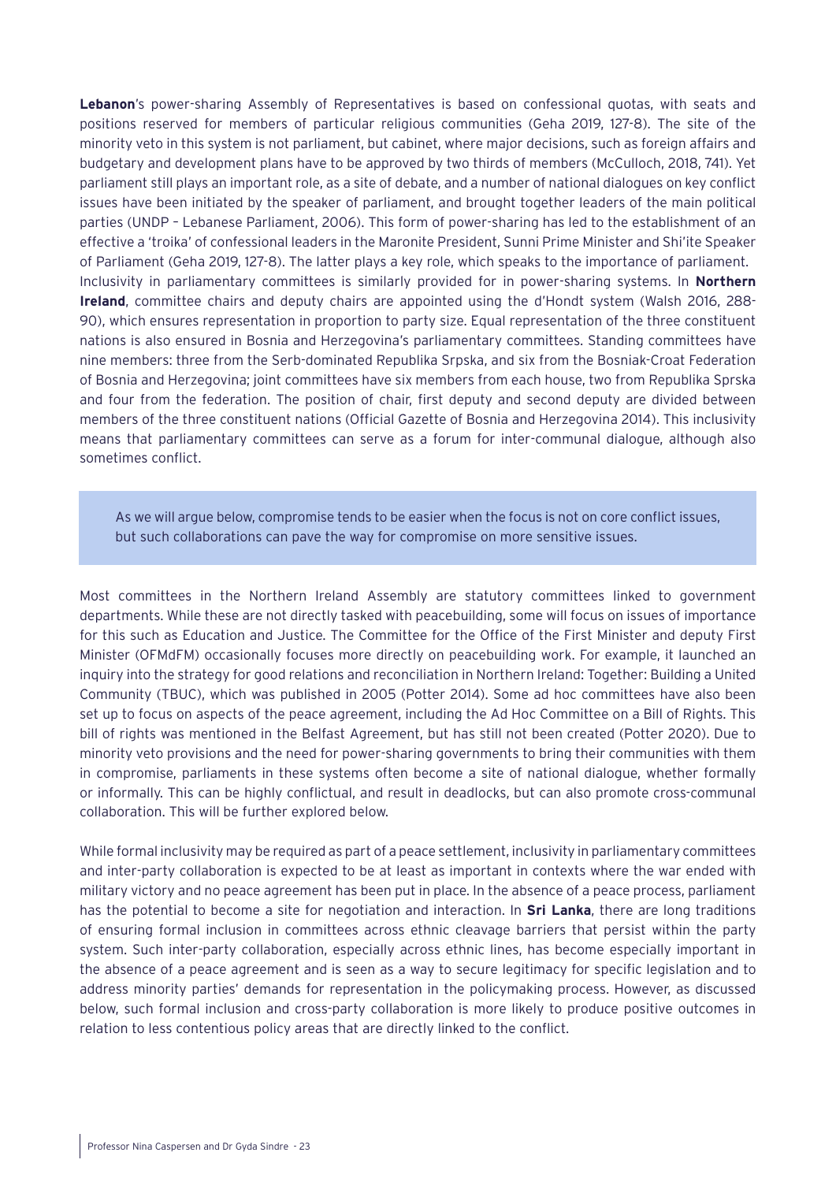**Lebanon**'s power-sharing Assembly of Representatives is based on confessional quotas, with seats and positions reserved for members of particular religious communities (Geha 2019, 127-8). The site of the minority veto in this system is not parliament, but cabinet, where major decisions, such as foreign affairs and budgetary and development plans have to be approved by two thirds of members (McCulloch, 2018, 741). Yet parliament still plays an important role, as a site of debate, and a number of national dialogues on key conflict issues have been initiated by the speaker of parliament, and brought together leaders of the main political parties (UNDP – Lebanese Parliament, 2006). This form of power-sharing has led to the establishment of an effective a 'troika' of confessional leaders in the Maronite President, Sunni Prime Minister and Shi'ite Speaker of Parliament (Geha 2019, 127-8). The latter plays a key role, which speaks to the importance of parliament.
Inclusivity in parliamentary committees is similarly provided for in power-sharing systems. In **Northern Ireland**, committee chairs and deputy chairs are appointed using the d'Hondt system (Walsh 2016, 288-90), which ensures representation in proportion to party size. Equal representation of the three constituent nations is also ensured in Bosnia and Herzegovina's parliamentary committees. Standing committees have nine members: three from the Serb-dominated Republika Srpska, and six from the Bosniak-Croat Federation of Bosnia and Herzegovina; joint committees have six members from each house, two from Republika Sprska and four from the federation. The position of chair, first deputy and second deputy are divided between members of the three constituent nations (Official Gazette of Bosnia and Herzegovina 2014). This inclusivity means that parliamentary committees can serve as a forum for inter-communal dialogue, although also sometimes conflict.

> As we will argue below, compromise tends to be easier when the focus is not on core conflict issues, but such collaborations can pave the way for compromise on more sensitive issues.

Most committees in the Northern Ireland Assembly are statutory committees linked to government departments. While these are not directly tasked with peacebuilding, some will focus on issues of importance for this such as Education and Justice. The Committee for the Office of the First Minister and deputy First Minister (OFMdFM) occasionally focuses more directly on peacebuilding work. For example, it launched an inquiry into the strategy for good relations and reconciliation in Northern Ireland: Together: Building a United Community (TBUC), which was published in 2005 (Potter 2014). Some ad hoc committees have also been set up to focus on aspects of the peace agreement, including the Ad Hoc Committee on a Bill of Rights. This bill of rights was mentioned in the Belfast Agreement, but has still not been created (Potter 2020). Due to minority veto provisions and the need for power-sharing governments to bring their communities with them in compromise, parliaments in these systems often become a site of national dialogue, whether formally or informally. This can be highly conflictual, and result in deadlocks, but can also promote cross-communal collaboration. This will be further explored below.

While formal inclusivity may be required as part of a peace settlement, inclusivity in parliamentary committees and inter-party collaboration is expected to be at least as important in contexts where the war ended with military victory and no peace agreement has been put in place. In the absence of a peace process, parliament has the potential to become a site for negotiation and interaction. In **Sri Lanka**, there are long traditions of ensuring formal inclusion in committees across ethnic cleavage barriers that persist within the party system. Such inter-party collaboration, especially across ethnic lines, has become especially important in the absence of a peace agreement and is seen as a way to secure legitimacy for specific legislation and to address minority parties' demands for representation in the policymaking process. However, as discussed below, such formal inclusion and cross-party collaboration is more likely to produce positive outcomes in relation to less contentious policy areas that are directly linked to the conflict.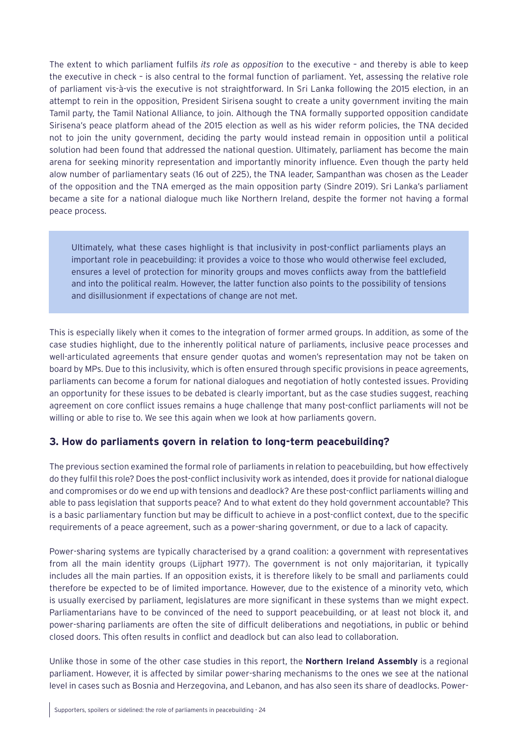The extent to which parliament fulfils *its role as opposition* to the executive – and thereby is able to keep the executive in check – is also central to the formal function of parliament. Yet, assessing the relative role of parliament vis-à-vis the executive is not straightforward. In Sri Lanka following the 2015 election, in an attempt to rein in the opposition, President Sirisena sought to create a unity government inviting the main Tamil party, the Tamil National Alliance, to join. Although the TNA formally supported opposition candidate Sirisena's peace platform ahead of the 2015 election as well as his wider reform policies, the TNA decided not to join the unity government, deciding the party would instead remain in opposition until a political solution had been found that addressed the national question. Ultimately, parliament has become the main arena for seeking minority representation and importantly minority influence. Even though the party held alow number of parliamentary seats (16 out of 225), the TNA leader, Sampanthan was chosen as the Leader of the opposition and the TNA emerged as the main opposition party (Sindre 2019). Sri Lanka's parliament became a site for a national dialogue much like Northern Ireland, despite the former not having a formal peace process.

> Ultimately, what these cases highlight is that inclusivity in post-conflict parliaments plays an important role in peacebuilding: it provides a voice to those who would otherwise feel excluded, ensures a level of protection for minority groups and moves conflicts away from the battlefield and into the political realm. However, the latter function also points to the possibility of tensions and disillusionment if expectations of change are not met.

This is especially likely when it comes to the integration of former armed groups. In addition, as some of the case studies highlight, due to the inherently political nature of parliaments, inclusive peace processes and well-articulated agreements that ensure gender quotas and women's representation may not be taken on board by MPs. Due to this inclusivity, which is often ensured through specific provisions in peace agreements, parliaments can become a forum for national dialogues and negotiation of hotly contested issues. Providing an opportunity for these issues to be debated is clearly important, but as the case studies suggest, reaching agreement on core conflict issues remains a huge challenge that many post-conflict parliaments will not be willing or able to rise to. We see this again when we look at how parliaments govern.

## 3. How do parliaments govern in relation to long-term peacebuilding?

The previous section examined the formal role of parliaments in relation to peacebuilding, but how effectively do they fulfil this role? Does the post-conflict inclusivity work as intended, does it provide for national dialogue and compromises or do we end up with tensions and deadlock? Are these post-conflict parliaments willing and able to pass legislation that supports peace? And to what extent do they hold government accountable? This is a basic parliamentary function but may be difficult to achieve in a post-conflict context, due to the specific requirements of a peace agreement, such as a power-sharing government, or due to a lack of capacity.

Power-sharing systems are typically characterised by a grand coalition: a government with representatives from all the main identity groups (Lijphart 1977). The government is not only majoritarian, it typically includes all the main parties. If an opposition exists, it is therefore likely to be small and parliaments could therefore be expected to be of limited importance. However, due to the existence of a minority veto, which is usually exercised by parliament, legislatures are more significant in these systems than we might expect. Parliamentarians have to be convinced of the need to support peacebuilding, or at least not block it, and power-sharing parliaments are often the site of difficult deliberations and negotiations, in public or behind closed doors. This often results in conflict and deadlock but can also lead to collaboration.

Unlike those in some of the other case studies in this report, the **Northern Ireland Assembly** is a regional parliament. However, it is affected by similar power-sharing mechanisms to the ones we see at the national level in cases such as Bosnia and Herzegovina, and Lebanon, and has also seen its share of deadlocks. Power-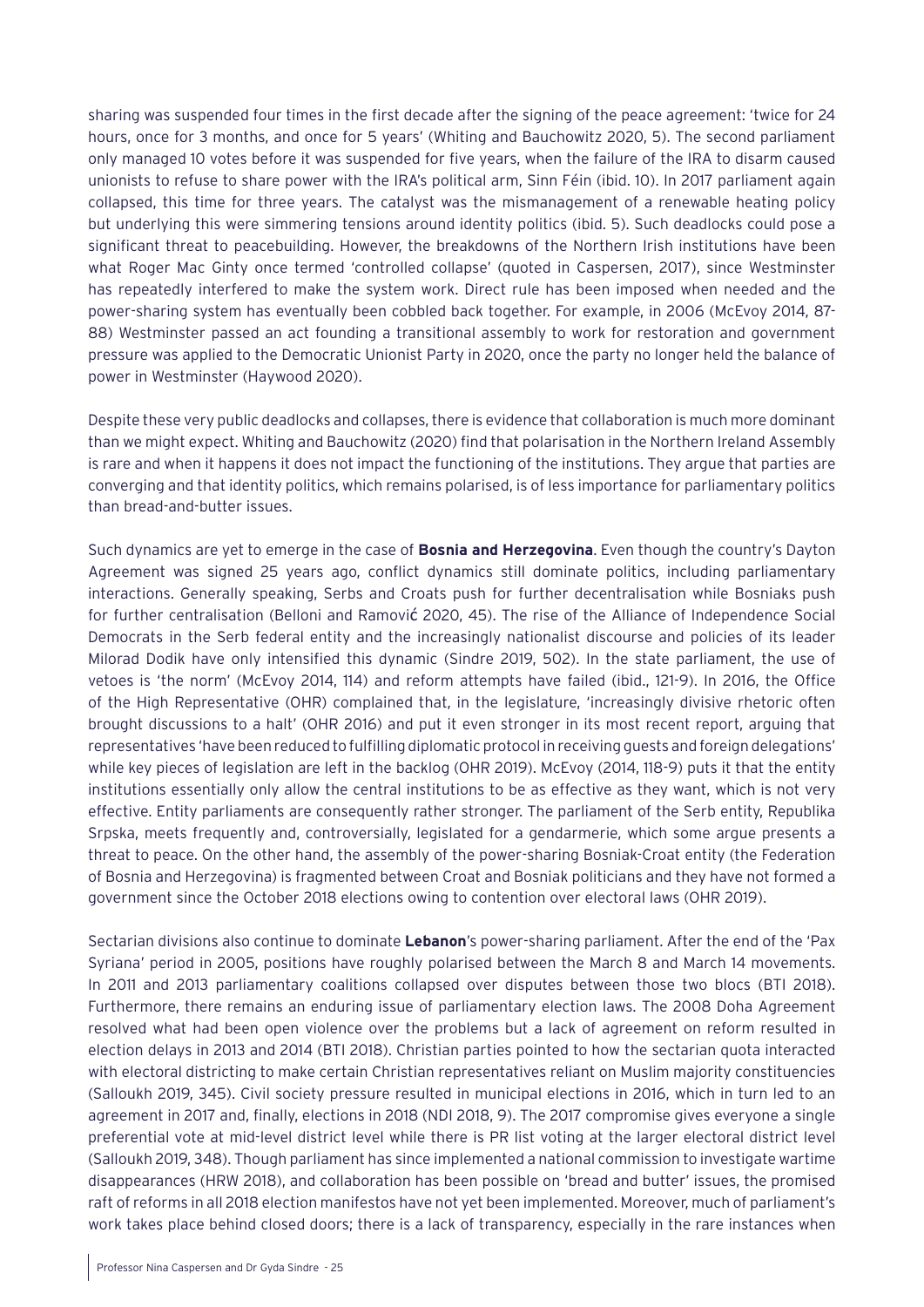sharing was suspended four times in the first decade after the signing of the peace agreement: 'twice for 24 hours, once for 3 months, and once for 5 years' (Whiting and Bauchowitz 2020, 5). The second parliament only managed 10 votes before it was suspended for five years, when the failure of the IRA to disarm caused unionists to refuse to share power with the IRA's political arm, Sinn Féin (ibid. 10). In 2017 parliament again collapsed, this time for three years. The catalyst was the mismanagement of a renewable heating policy but underlying this were simmering tensions around identity politics (ibid. 5). Such deadlocks could pose a significant threat to peacebuilding. However, the breakdowns of the Northern Irish institutions have been what Roger Mac Ginty once termed 'controlled collapse' (quoted in Caspersen, 2017), since Westminster has repeatedly interfered to make the system work. Direct rule has been imposed when needed and the power-sharing system has eventually been cobbled back together. For example, in 2006 (McEvoy 2014, 87-88) Westminster passed an act founding a transitional assembly to work for restoration and government pressure was applied to the Democratic Unionist Party in 2020, once the party no longer held the balance of power in Westminster (Haywood 2020).

Despite these very public deadlocks and collapses, there is evidence that collaboration is much more dominant than we might expect. Whiting and Bauchowitz (2020) find that polarisation in the Northern Ireland Assembly is rare and when it happens it does not impact the functioning of the institutions. They argue that parties are converging and that identity politics, which remains polarised, is of less importance for parliamentary politics than bread-and-butter issues.

Such dynamics are yet to emerge in the case of **Bosnia and Herzegovina**. Even though the country's Dayton Agreement was signed 25 years ago, conflict dynamics still dominate politics, including parliamentary interactions. Generally speaking, Serbs and Croats push for further decentralisation while Bosniaks push for further centralisation (Belloni and Ramović 2020, 45). The rise of the Alliance of Independence Social Democrats in the Serb federal entity and the increasingly nationalist discourse and policies of its leader Milorad Dodik have only intensified this dynamic (Sindre 2019, 502). In the state parliament, the use of vetoes is 'the norm' (McEvoy 2014, 114) and reform attempts have failed (ibid., 121-9). In 2016, the Office of the High Representative (OHR) complained that, in the legislature, 'increasingly divisive rhetoric often brought discussions to a halt' (OHR 2016) and put it even stronger in its most recent report, arguing that representatives 'have been reduced to fulfilling diplomatic protocol in receiving guests and foreign delegations' while key pieces of legislation are left in the backlog (OHR 2019). McEvoy (2014, 118-9) puts it that the entity institutions essentially only allow the central institutions to be as effective as they want, which is not very effective. Entity parliaments are consequently rather stronger. The parliament of the Serb entity, Republika Srpska, meets frequently and, controversially, legislated for a gendarmerie, which some argue presents a threat to peace. On the other hand, the assembly of the power-sharing Bosniak-Croat entity (the Federation of Bosnia and Herzegovina) is fragmented between Croat and Bosniak politicians and they have not formed a government since the October 2018 elections owing to contention over electoral laws (OHR 2019).

Sectarian divisions also continue to dominate **Lebanon**'s power-sharing parliament. After the end of the 'Pax Syriana' period in 2005, positions have roughly polarised between the March 8 and March 14 movements. In 2011 and 2013 parliamentary coalitions collapsed over disputes between those two blocs (BTI 2018). Furthermore, there remains an enduring issue of parliamentary election laws. The 2008 Doha Agreement resolved what had been open violence over the problems but a lack of agreement on reform resulted in election delays in 2013 and 2014 (BTI 2018). Christian parties pointed to how the sectarian quota interacted with electoral districting to make certain Christian representatives reliant on Muslim majority constituencies (Salloukh 2019, 345). Civil society pressure resulted in municipal elections in 2016, which in turn led to an agreement in 2017 and, finally, elections in 2018 (NDI 2018, 9). The 2017 compromise gives everyone a single preferential vote at mid-level district level while there is PR list voting at the larger electoral district level (Salloukh 2019, 348). Though parliament has since implemented a national commission to investigate wartime disappearances (HRW 2018), and collaboration has been possible on 'bread and butter' issues, the promised raft of reforms in all 2018 election manifestos have not yet been implemented. Moreover, much of parliament's work takes place behind closed doors; there is a lack of transparency, especially in the rare instances when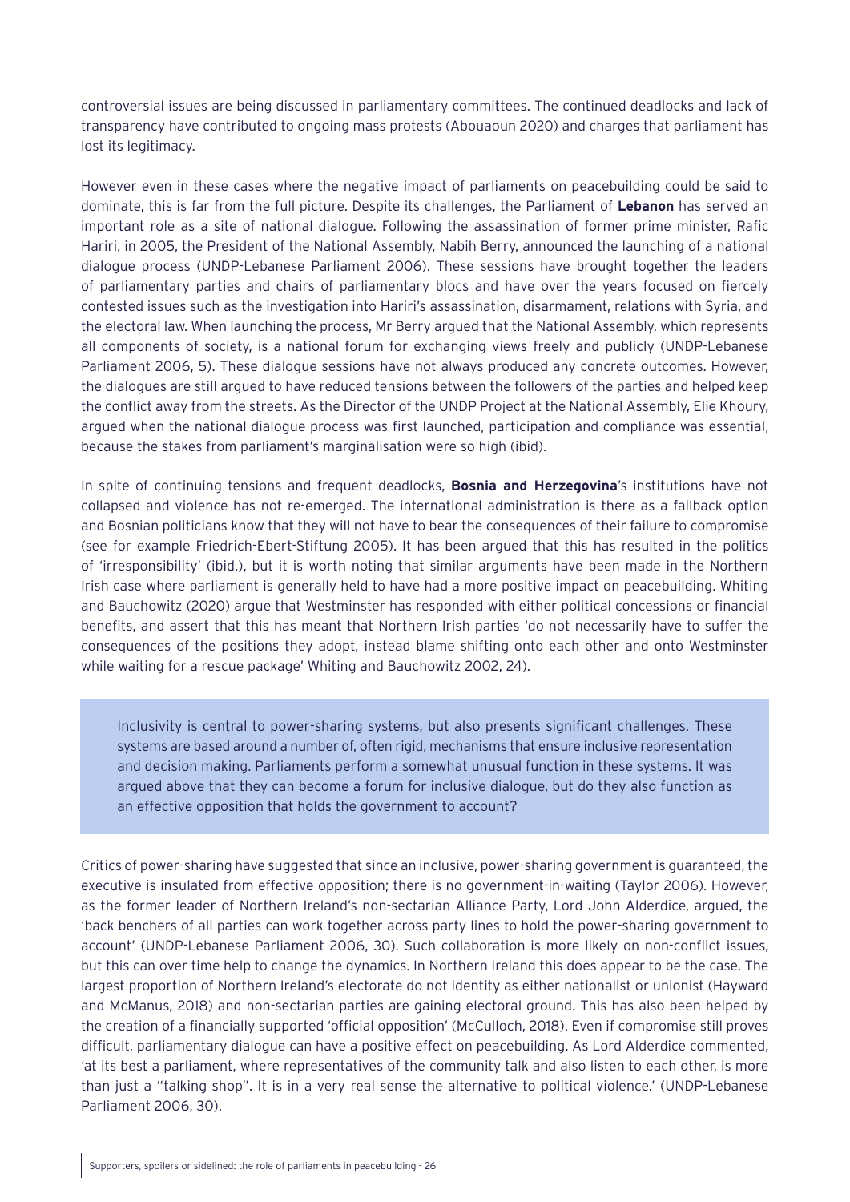controversial issues are being discussed in parliamentary committees. The continued deadlocks and lack of transparency have contributed to ongoing mass protests (Abouaoun 2020) and charges that parliament has lost its legitimacy.

However even in these cases where the negative impact of parliaments on peacebuilding could be said to dominate, this is far from the full picture. Despite its challenges, the Parliament of **Lebanon** has served an important role as a site of national dialogue. Following the assassination of former prime minister, Rafic Hariri, in 2005, the President of the National Assembly, Nabih Berry, announced the launching of a national dialogue process (UNDP-Lebanese Parliament 2006). These sessions have brought together the leaders of parliamentary parties and chairs of parliamentary blocs and have over the years focused on fiercely contested issues such as the investigation into Hariri's assassination, disarmament, relations with Syria, and the electoral law. When launching the process, Mr Berry argued that the National Assembly, which represents all components of society, is a national forum for exchanging views freely and publicly (UNDP-Lebanese Parliament 2006, 5). These dialogue sessions have not always produced any concrete outcomes. However, the dialogues are still argued to have reduced tensions between the followers of the parties and helped keep the conflict away from the streets. As the Director of the UNDP Project at the National Assembly, Elie Khoury, argued when the national dialogue process was first launched, participation and compliance was essential, because the stakes from parliament's marginalisation were so high (ibid).

In spite of continuing tensions and frequent deadlocks, **Bosnia and Herzegovina**'s institutions have not collapsed and violence has not re-emerged. The international administration is there as a fallback option and Bosnian politicians know that they will not have to bear the consequences of their failure to compromise (see for example Friedrich-Ebert-Stiftung 2005). It has been argued that this has resulted in the politics of 'irresponsibility' (ibid.), but it is worth noting that similar arguments have been made in the Northern Irish case where parliament is generally held to have had a more positive impact on peacebuilding. Whiting and Bauchowitz (2020) argue that Westminster has responded with either political concessions or financial benefits, and assert that this has meant that Northern Irish parties 'do not necessarily have to suffer the consequences of the positions they adopt, instead blame shifting onto each other and onto Westminster while waiting for a rescue package' Whiting and Bauchowitz 2002, 24).

> Inclusivity is central to power-sharing systems, but also presents significant challenges. These systems are based around a number of, often rigid, mechanisms that ensure inclusive representation and decision making. Parliaments perform a somewhat unusual function in these systems. It was argued above that they can become a forum for inclusive dialogue, but do they also function as an effective opposition that holds the government to account?

Critics of power-sharing have suggested that since an inclusive, power-sharing government is guaranteed, the executive is insulated from effective opposition; there is no government-in-waiting (Taylor 2006). However, as the former leader of Northern Ireland's non-sectarian Alliance Party, Lord John Alderdice, argued, the 'back benchers of all parties can work together across party lines to hold the power-sharing government to account' (UNDP-Lebanese Parliament 2006, 30). Such collaboration is more likely on non-conflict issues, but this can over time help to change the dynamics. In Northern Ireland this does appear to be the case. The largest proportion of Northern Ireland's electorate do not identity as either nationalist or unionist (Hayward and McManus, 2018) and non-sectarian parties are gaining electoral ground. This has also been helped by the creation of a financially supported 'official opposition' (McCulloch, 2018). Even if compromise still proves difficult, parliamentary dialogue can have a positive effect on peacebuilding. As Lord Alderdice commented, 'at its best a parliament, where representatives of the community talk and also listen to each other, is more than just a "talking shop". It is in a very real sense the alternative to political violence.' (UNDP-Lebanese Parliament 2006, 30).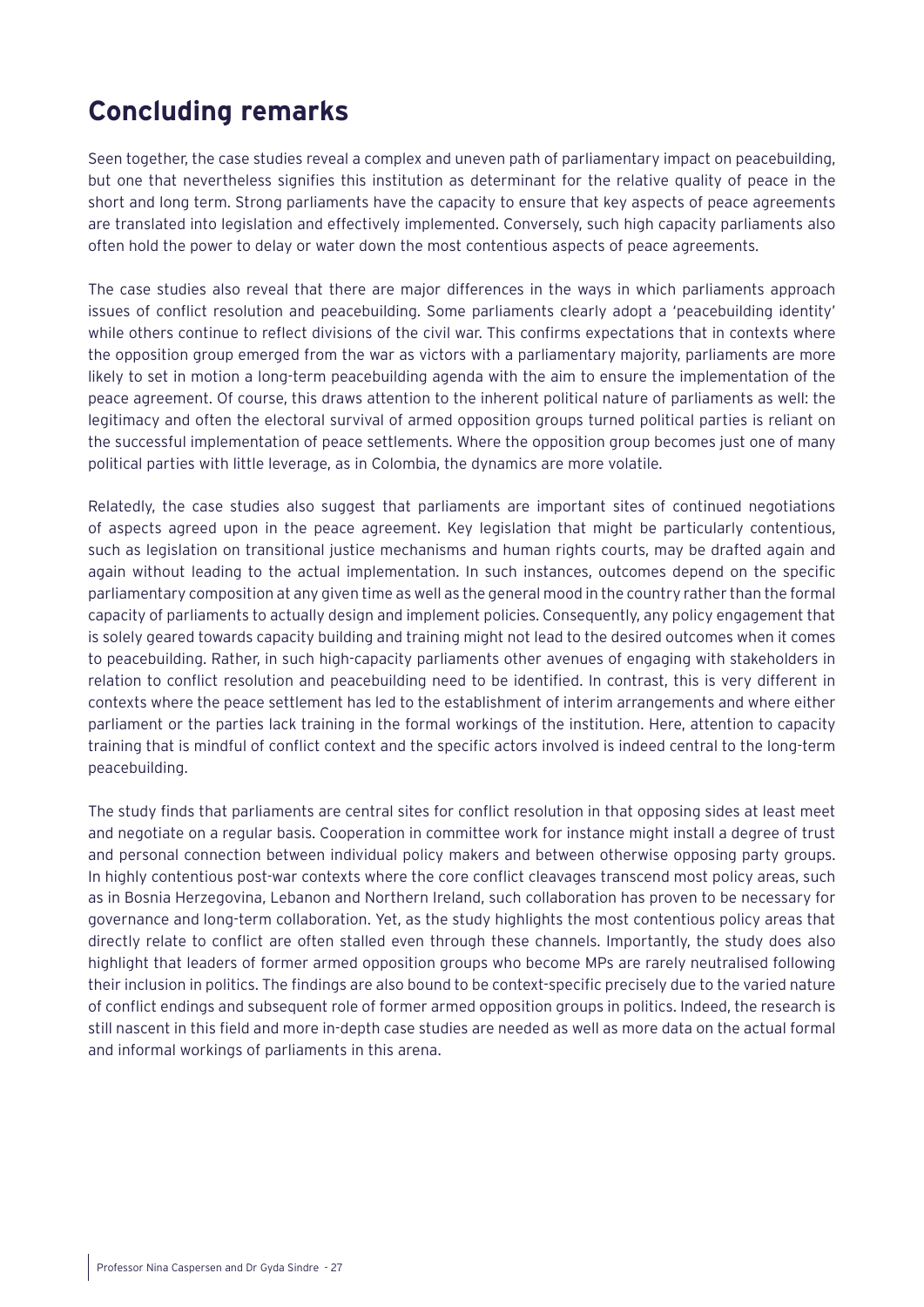## Concluding remarks

Seen together, the case studies reveal a complex and uneven path of parliamentary impact on peacebuilding, but one that nevertheless signifies this institution as determinant for the relative quality of peace in the short and long term. Strong parliaments have the capacity to ensure that key aspects of peace agreements are translated into legislation and effectively implemented. Conversely, such high capacity parliaments also often hold the power to delay or water down the most contentious aspects of peace agreements.

The case studies also reveal that there are major differences in the ways in which parliaments approach issues of conflict resolution and peacebuilding. Some parliaments clearly adopt a 'peacebuilding identity' while others continue to reflect divisions of the civil war. This confirms expectations that in contexts where the opposition group emerged from the war as victors with a parliamentary majority, parliaments are more likely to set in motion a long-term peacebuilding agenda with the aim to ensure the implementation of the peace agreement. Of course, this draws attention to the inherent political nature of parliaments as well: the legitimacy and often the electoral survival of armed opposition groups turned political parties is reliant on the successful implementation of peace settlements. Where the opposition group becomes just one of many political parties with little leverage, as in Colombia, the dynamics are more volatile.

Relatedly, the case studies also suggest that parliaments are important sites of continued negotiations of aspects agreed upon in the peace agreement. Key legislation that might be particularly contentious, such as legislation on transitional justice mechanisms and human rights courts, may be drafted again and again without leading to the actual implementation. In such instances, outcomes depend on the specific parliamentary composition at any given time as well as the general mood in the country rather than the formal capacity of parliaments to actually design and implement policies. Consequently, any policy engagement that is solely geared towards capacity building and training might not lead to the desired outcomes when it comes to peacebuilding. Rather, in such high-capacity parliaments other avenues of engaging with stakeholders in relation to conflict resolution and peacebuilding need to be identified. In contrast, this is very different in contexts where the peace settlement has led to the establishment of interim arrangements and where either parliament or the parties lack training in the formal workings of the institution. Here, attention to capacity training that is mindful of conflict context and the specific actors involved is indeed central to the long-term peacebuilding.

The study finds that parliaments are central sites for conflict resolution in that opposing sides at least meet and negotiate on a regular basis. Cooperation in committee work for instance might install a degree of trust and personal connection between individual policy makers and between otherwise opposing party groups. In highly contentious post-war contexts where the core conflict cleavages transcend most policy areas, such as in Bosnia Herzegovina, Lebanon and Northern Ireland, such collaboration has proven to be necessary for governance and long-term collaboration. Yet, as the study highlights the most contentious policy areas that directly relate to conflict are often stalled even through these channels. Importantly, the study does also highlight that leaders of former armed opposition groups who become MPs are rarely neutralised following their inclusion in politics. The findings are also bound to be context-specific precisely due to the varied nature of conflict endings and subsequent role of former armed opposition groups in politics. Indeed, the research is still nascent in this field and more in-depth case studies are needed as well as more data on the actual formal and informal workings of parliaments in this arena.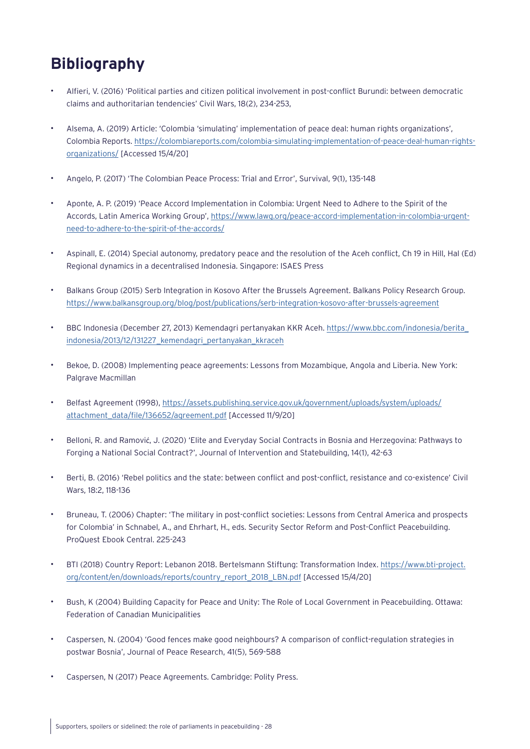# Bibliography

- Alfieri, V. (2016) 'Political parties and citizen political involvement in post-conflict Burundi: between democratic claims and authoritarian tendencies' Civil Wars, 18(2), 234-253,
- Alsema, A. (2019) Article: 'Colombia 'simulating' implementation of peace deal: human rights organizations', Colombia Reports. https://colombiareports.com/colombia-simulating-implementation-of-peace-deal-human-rights-organizations/ [Accessed 15/4/20]
- Angelo, P. (2017) 'The Colombian Peace Process: Trial and Error', Survival, 9(1), 135-148
- Aponte, A. P. (2019) 'Peace Accord Implementation in Colombia: Urgent Need to Adhere to the Spirit of the Accords, Latin America Working Group', https://www.lawg.org/peace-accord-implementation-in-colombia-urgent-need-to-adhere-to-the-spirit-of-the-accords/
- Aspinall, E. (2014) Special autonomy, predatory peace and the resolution of the Aceh conflict, Ch 19 in Hill, Hal (Ed) Regional dynamics in a decentralised Indonesia. Singapore: ISAES Press
- Balkans Group (2015) Serb Integration in Kosovo After the Brussels Agreement. Balkans Policy Research Group. https://www.balkansgroup.org/blog/post/publications/serb-integration-kosovo-after-brussels-agreement
- BBC Indonesia (December 27, 2013) Kemendagri pertanyakan KKR Aceh. https://www.bbc.com/indonesia/berita_indonesia/2013/12/131227_kemendagri_pertanyakan_kkraceh
- Bekoe, D. (2008) Implementing peace agreements: Lessons from Mozambique, Angola and Liberia. New York: Palgrave Macmillan
- Belfast Agreement (1998), https://assets.publishing.service.gov.uk/government/uploads/system/uploads/attachment_data/file/136652/agreement.pdf [Accessed 11/9/20]
- Belloni, R. and Ramović, J. (2020) 'Elite and Everyday Social Contracts in Bosnia and Herzegovina: Pathways to Forging a National Social Contract?', Journal of Intervention and Statebuilding, 14(1), 42-63
- Berti, B. (2016) 'Rebel politics and the state: between conflict and post-conflict, resistance and co-existence' Civil Wars, 18:2, 118-136
- Bruneau, T. (2006) Chapter: 'The military in post-conflict societies: Lessons from Central America and prospects for Colombia' in Schnabel, A., and Ehrhart, H., eds. Security Sector Reform and Post-Conflict Peacebuilding. ProQuest Ebook Central. 225-243
- BTI (2018) Country Report: Lebanon 2018. Bertelsmann Stiftung: Transformation Index. https://www.bti-project.org/content/en/downloads/reports/country_report_2018_LBN.pdf [Accessed 15/4/20]
- Bush, K (2004) Building Capacity for Peace and Unity: The Role of Local Government in Peacebuilding. Ottawa: Federation of Canadian Municipalities
- Caspersen, N. (2004) 'Good fences make good neighbours? A comparison of conflict-regulation strategies in postwar Bosnia', Journal of Peace Research, 41(5), 569-588
- Caspersen, N (2017) Peace Agreements. Cambridge: Polity Press.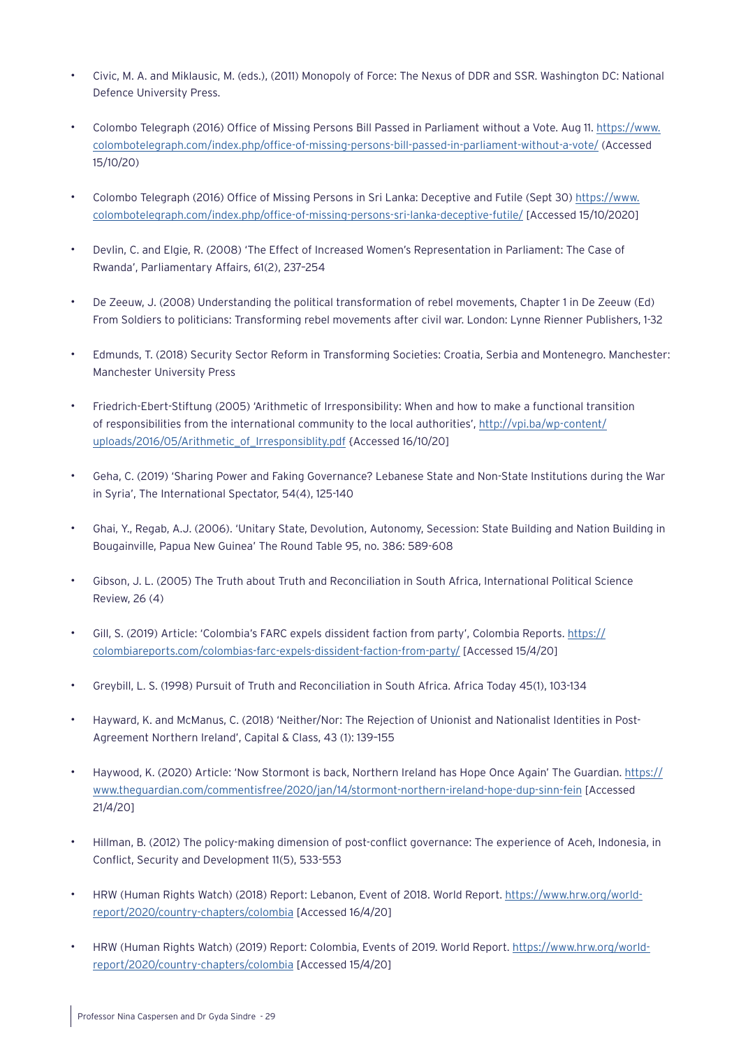- Civic, M. A. and Miklausic, M. (eds.), (2011) Monopoly of Force: The Nexus of DDR and SSR. Washington DC: National Defence University Press.

- Colombo Telegraph (2016) Office of Missing Persons Bill Passed in Parliament without a Vote. Aug 11. https://www.colombotelegraph.com/index.php/office-of-missing-persons-bill-passed-in-parliament-without-a-vote/ (Accessed 15/10/20)

- Colombo Telegraph (2016) Office of Missing Persons in Sri Lanka: Deceptive and Futile (Sept 30) https://www.colombotelegraph.com/index.php/office-of-missing-persons-sri-lanka-deceptive-futile/ [Accessed 15/10/2020]

- Devlin, C. and Elgie, R. (2008) 'The Effect of Increased Women's Representation in Parliament: The Case of Rwanda', Parliamentary Affairs, 61(2), 237–254

- De Zeeuw, J. (2008) Understanding the political transformation of rebel movements, Chapter 1 in De Zeeuw (Ed) From Soldiers to politicians: Transforming rebel movements after civil war. London: Lynne Rienner Publishers, 1-32

- Edmunds, T. (2018) Security Sector Reform in Transforming Societies: Croatia, Serbia and Montenegro. Manchester: Manchester University Press

- Friedrich-Ebert-Stiftung (2005) 'Arithmetic of Irresponsibility: When and how to make a functional transition of responsibilities from the international community to the local authorities', http://vpi.ba/wp-content/uploads/2016/05/Arithmetic_of_Irresponsiblity.pdf (Accessed 16/10/20]

- Geha, C. (2019) 'Sharing Power and Faking Governance? Lebanese State and Non-State Institutions during the War in Syria', The International Spectator, 54(4), 125-140

- Ghai, Y., Regab, A.J. (2006). 'Unitary State, Devolution, Autonomy, Secession: State Building and Nation Building in Bougainville, Papua New Guinea' The Round Table 95, no. 386: 589-608

- Gibson, J. L. (2005) The Truth about Truth and Reconciliation in South Africa, International Political Science Review, 26 (4)

- Gill, S. (2019) Article: 'Colombia's FARC expels dissident faction from party', Colombia Reports. https://colombiareports.com/colombias-farc-expels-dissident-faction-from-party/ [Accessed 15/4/20]

- Greybill, L. S. (1998) Pursuit of Truth and Reconciliation in South Africa. Africa Today 45(1), 103-134

- Hayward, K. and McManus, C. (2018) 'Neither/Nor: The Rejection of Unionist and Nationalist Identities in Post-Agreement Northern Ireland', Capital & Class, 43 (1): 139–155

- Haywood, K. (2020) Article: 'Now Stormont is back, Northern Ireland has Hope Once Again' The Guardian. https://www.theguardian.com/commentisfree/2020/jan/14/stormont-northern-ireland-hope-dup-sinn-fein [Accessed 21/4/20]

- Hillman, B. (2012) The policy-making dimension of post-conflict governance: The experience of Aceh, Indonesia, in Conflict, Security and Development 11(5), 533-553

- HRW (Human Rights Watch) (2018) Report: Lebanon, Event of 2018. World Report. https://www.hrw.org/world-report/2020/country-chapters/colombia [Accessed 16/4/20]

- HRW (Human Rights Watch) (2019) Report: Colombia, Events of 2019. World Report. https://www.hrw.org/world-report/2020/country-chapters/colombia [Accessed 15/4/20]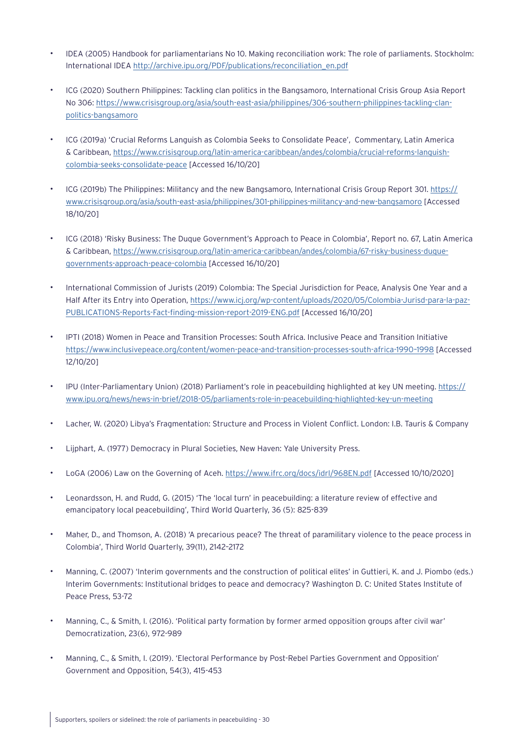- IDEA (2005) Handbook for parliamentarians No 10. Making reconciliation work: The role of parliaments. Stockholm: International IDEA http://archive.ipu.org/PDF/publications/reconciliation_en.pdf

- ICG (2020) Southern Philippines: Tackling clan politics in the Bangsamoro, International Crisis Group Asia Report No 306: https://www.crisisgroup.org/asia/south-east-asia/philippines/306-southern-philippines-tackling-clan-politics-bangsamoro

- ICG (2019a) 'Crucial Reforms Languish as Colombia Seeks to Consolidate Peace', Commentary, Latin America & Caribbean, https://www.crisisgroup.org/latin-america-caribbean/andes/colombia/crucial-reforms-languish-colombia-seeks-consolidate-peace [Accessed 16/10/20]

- ICG (2019b) The Philippines: Militancy and the new Bangsamoro, International Crisis Group Report 301. https://www.crisisgroup.org/asia/south-east-asia/philippines/301-philippines-militancy-and-new-bangsamoro [Accessed 18/10/20]

- ICG (2018) 'Risky Business: The Duque Government's Approach to Peace in Colombia', Report no. 67, Latin America & Caribbean, https://www.crisisgroup.org/latin-america-caribbean/andes/colombia/67-risky-business-duque-governments-approach-peace-colombia [Accessed 16/10/20]

- International Commission of Jurists (2019) Colombia: The Special Jurisdiction for Peace, Analysis One Year and a Half After its Entry into Operation, https://www.icj.org/wp-content/uploads/2020/05/Colombia-Jurisd-para-la-paz-PUBLICATIONS-Reports-Fact-finding-mission-report-2019-ENG.pdf [Accessed 16/10/20]

- IPTI (2018) Women in Peace and Transition Processes: South Africa. Inclusive Peace and Transition Initiative https://www.inclusivepeace.org/content/women-peace-and-transition-processes-south-africa-1990–1998 [Accessed 12/10/20]

- IPU (Inter-Parliamentary Union) (2018) Parliament's role in peacebuilding highlighted at key UN meeting. https://www.ipu.org/news/news-in-brief/2018-05/parliaments-role-in-peacebuilding-highlighted-key-un-meeting

- Lacher, W. (2020) Libya's Fragmentation: Structure and Process in Violent Conflict. London: I.B. Tauris & Company

- Lijphart, A. (1977) Democracy in Plural Societies, New Haven: Yale University Press.

- LoGA (2006) Law on the Governing of Aceh. https://www.ifrc.org/docs/idrl/968EN.pdf [Accessed 10/10/2020]

- Leonardsson, H. and Rudd, G. (2015) 'The 'local turn' in peacebuilding: a literature review of effective and emancipatory local peacebuilding', Third World Quarterly, 36 (5): 825-839

- Maher, D., and Thomson, A. (2018) 'A precarious peace? The threat of paramilitary violence to the peace process in Colombia', Third World Quarterly, 39(11), 2142–2172

- Manning, C. (2007) 'Interim governments and the construction of political elites' in Guttieri, K. and J. Piombo (eds.) Interim Governments: Institutional bridges to peace and democracy? Washington D. C: United States Institute of Peace Press, 53-72

- Manning, C., & Smith, I. (2016). 'Political party formation by former armed opposition groups after civil war' Democratization, 23(6), 972-989

- Manning, C., & Smith, I. (2019). 'Electoral Performance by Post-Rebel Parties Government and Opposition' Government and Opposition, 54(3), 415-453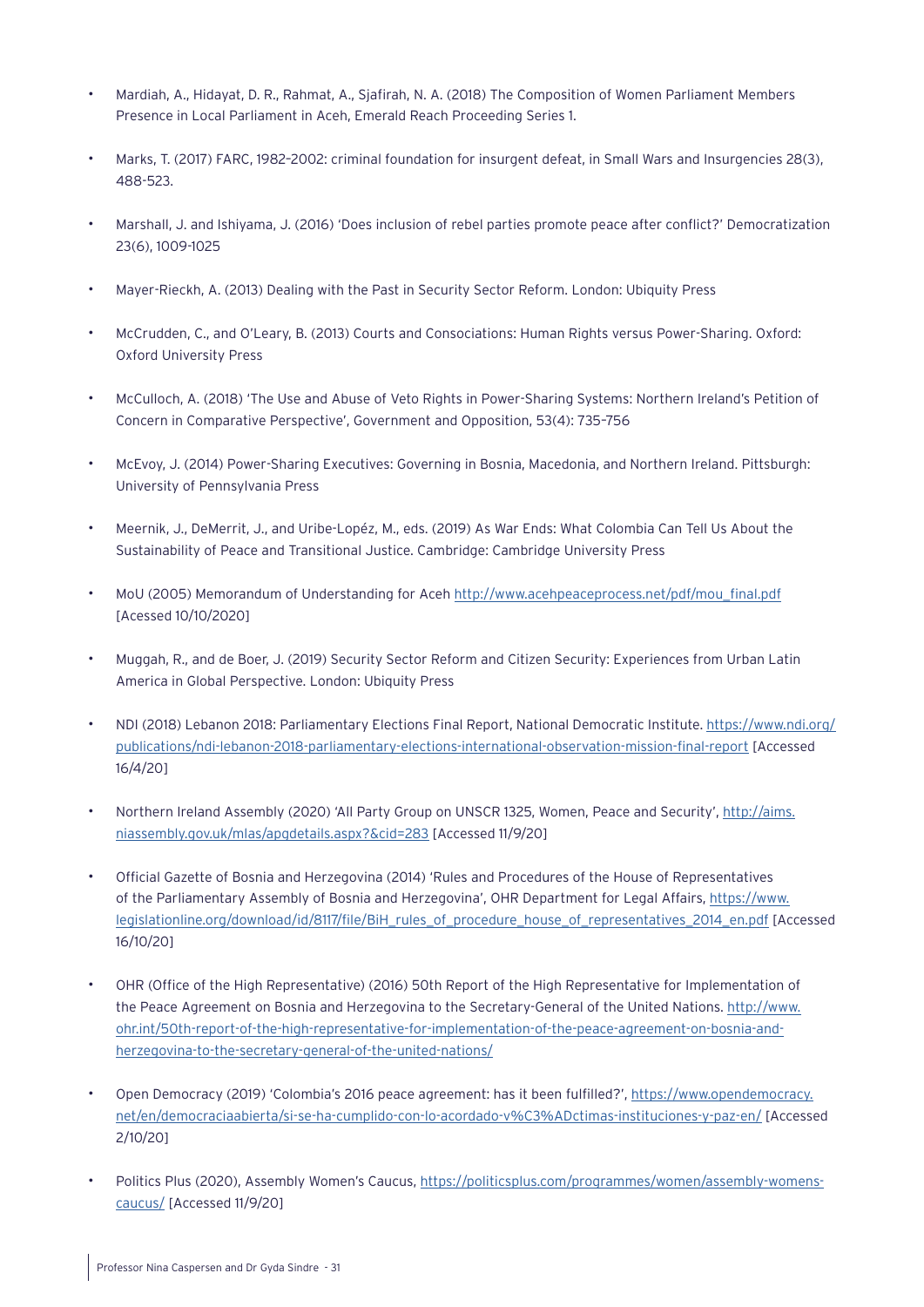- Mardiah, A., Hidayat, D. R., Rahmat, A., Sjafirah, N. A. (2018) The Composition of Women Parliament Members Presence in Local Parliament in Aceh, Emerald Reach Proceeding Series 1.

- Marks, T. (2017) FARC, 1982–2002: criminal foundation for insurgent defeat, in Small Wars and Insurgencies 28(3), 488-523.

- Marshall, J. and Ishiyama, J. (2016) 'Does inclusion of rebel parties promote peace after conflict?' Democratization 23(6), 1009-1025

- Mayer-Rieckh, A. (2013) Dealing with the Past in Security Sector Reform. London: Ubiquity Press

- McCrudden, C., and O'Leary, B. (2013) Courts and Consociations: Human Rights versus Power-Sharing. Oxford: Oxford University Press

- McCulloch, A. (2018) 'The Use and Abuse of Veto Rights in Power-Sharing Systems: Northern Ireland's Petition of Concern in Comparative Perspective', Government and Opposition, 53(4): 735–756

- McEvoy, J. (2014) Power-Sharing Executives: Governing in Bosnia, Macedonia, and Northern Ireland. Pittsburgh: University of Pennsylvania Press

- Meernik, J., DeMerrit, J., and Uribe-Lopéz, M., eds. (2019) As War Ends: What Colombia Can Tell Us About the Sustainability of Peace and Transitional Justice. Cambridge: Cambridge University Press

- MoU (2005) Memorandum of Understanding for Aceh http://www.acehpeaceprocess.net/pdf/mou_final.pdf [Acessed 10/10/2020]

- Muggah, R., and de Boer, J. (2019) Security Sector Reform and Citizen Security: Experiences from Urban Latin America in Global Perspective. London: Ubiquity Press

- NDI (2018) Lebanon 2018: Parliamentary Elections Final Report, National Democratic Institute. https://www.ndi.org/publications/ndi-lebanon-2018-parliamentary-elections-international-observation-mission-final-report [Accessed 16/4/20]

- Northern Ireland Assembly (2020) 'All Party Group on UNSCR 1325, Women, Peace and Security', http://aims.niassembly.gov.uk/mlas/apgdetails.aspx?&cid=283 [Accessed 11/9/20]

- Official Gazette of Bosnia and Herzegovina (2014) 'Rules and Procedures of the House of Representatives of the Parliamentary Assembly of Bosnia and Herzegovina', OHR Department for Legal Affairs, https://www.legislationline.org/download/id/8117/file/BiH_rules_of_procedure_house_of_representatives_2014_en.pdf [Accessed 16/10/20]

- OHR (Office of the High Representative) (2016) 50th Report of the High Representative for Implementation of the Peace Agreement on Bosnia and Herzegovina to the Secretary-General of the United Nations. http://www.ohr.int/50th-report-of-the-high-representative-for-implementation-of-the-peace-agreement-on-bosnia-and-herzegovina-to-the-secretary-general-of-the-united-nations/

- Open Democracy (2019) 'Colombia's 2016 peace agreement: has it been fulfilled?', https://www.opendemocracy.net/en/democraciaabierta/si-se-ha-cumplido-con-lo-acordado-v%C3%ADctimas-instituciones-y-paz-en/ [Accessed 2/10/20]

- Politics Plus (2020), Assembly Women's Caucus, https://politicsplus.com/programmes/women/assembly-womens-caucus/ [Accessed 11/9/20]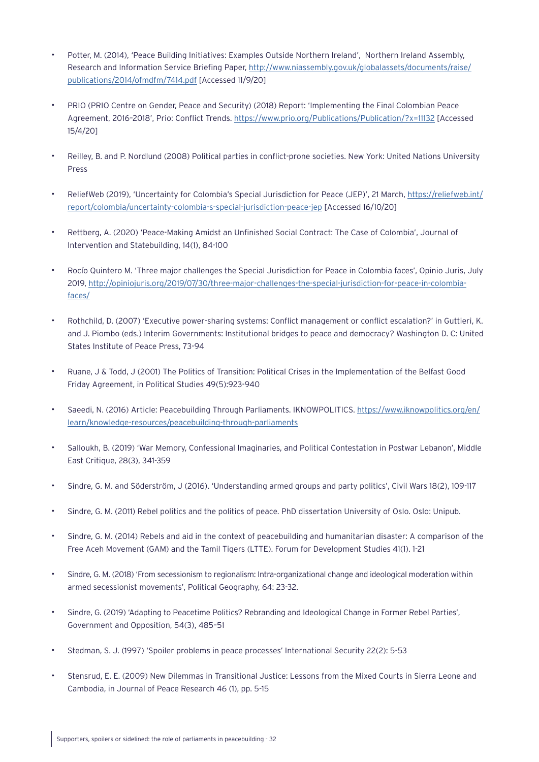- Potter, M. (2014), 'Peace Building Initiatives: Examples Outside Northern Ireland', Northern Ireland Assembly, Research and Information Service Briefing Paper, http://www.niassembly.gov.uk/globalassets/documents/raise/publications/2014/ofmdfm/7414.pdf [Accessed 11/9/20]

- PRIO (PRIO Centre on Gender, Peace and Security) (2018) Report: 'Implementing the Final Colombian Peace Agreement, 2016–2018', Prio: Conflict Trends. https://www.prio.org/Publications/Publication/?x=11132 [Accessed 15/4/20]

- Reilley, B. and P. Nordlund (2008) Political parties in conflict-prone societies. New York: United Nations University Press

- ReliefWeb (2019), 'Uncertainty for Colombia's Special Jurisdiction for Peace (JEP)', 21 March, https://reliefweb.int/report/colombia/uncertainty-colombia-s-special-jurisdiction-peace-jep [Accessed 16/10/20]

- Rettberg, A. (2020) 'Peace-Making Amidst an Unfinished Social Contract: The Case of Colombia', Journal of Intervention and Statebuilding, 14(1), 84-100

- Rocío Quintero M. 'Three major challenges the Special Jurisdiction for Peace in Colombia faces', Opinio Juris, July 2019, http://opiniojuris.org/2019/07/30/three-major-challenges-the-special-jurisdiction-for-peace-in-colombia-faces/

- Rothchild, D. (2007) 'Executive power-sharing systems: Conflict management or conflict escalation?' in Guttieri, K. and J. Piombo (eds.) Interim Governments: Institutional bridges to peace and democracy? Washington D. C: United States Institute of Peace Press, 73-94

- Ruane, J & Todd, J (2001) The Politics of Transition: Political Crises in the Implementation of the Belfast Good Friday Agreement, in Political Studies 49(5):923-940

- Saeedi, N. (2016) Article: Peacebuilding Through Parliaments. IKNOWPOLITICS. https://www.iknowpolitics.org/en/learn/knowledge-resources/peacebuilding-through-parliaments

- Salloukh, B. (2019) 'War Memory, Confessional Imaginaries, and Political Contestation in Postwar Lebanon', Middle East Critique, 28(3), 341-359

- Sindre, G. M. and Söderström, J (2016). 'Understanding armed groups and party politics', Civil Wars 18(2), 109-117

- Sindre, G. M. (2011) Rebel politics and the politics of peace. PhD dissertation University of Oslo. Oslo: Unipub.

- Sindre, G. M. (2014) Rebels and aid in the context of peacebuilding and humanitarian disaster: A comparison of the Free Aceh Movement (GAM) and the Tamil Tigers (LTTE). Forum for Development Studies 41(1). 1-21

- Sindre, G. M. (2018) 'From secessionism to regionalism: Intra-organizational change and ideological moderation within armed secessionist movements', Political Geography, 64: 23-32.

- Sindre, G. (2019) 'Adapting to Peacetime Politics? Rebranding and Ideological Change in Former Rebel Parties', Government and Opposition, 54(3), 485–51

- Stedman, S. J. (1997) 'Spoiler problems in peace processes' International Security 22(2): 5-53

- Stensrud, E. E. (2009) New Dilemmas in Transitional Justice: Lessons from the Mixed Courts in Sierra Leone and Cambodia, in Journal of Peace Research 46 (1), pp. 5-15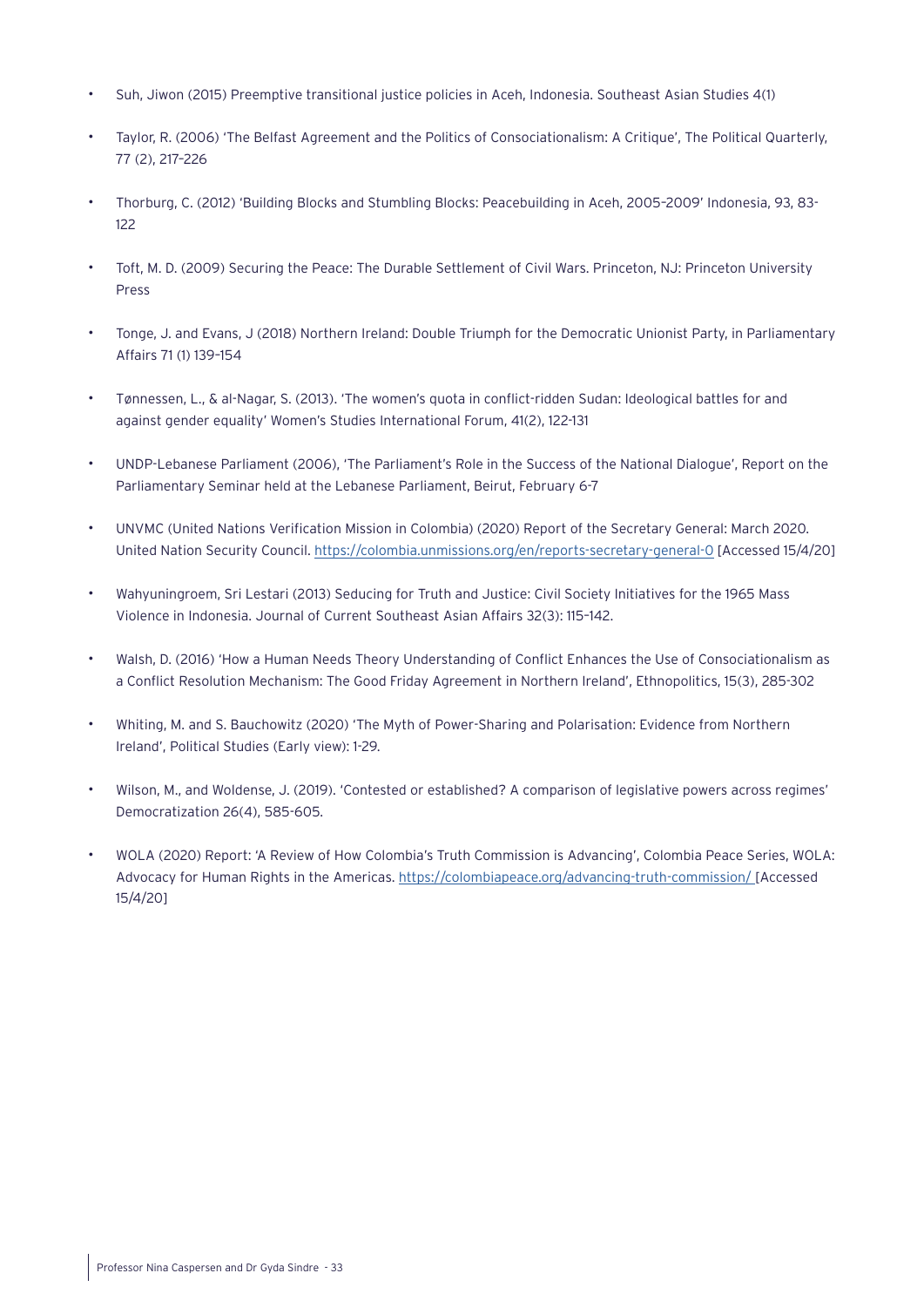- Suh, Jiwon (2015) Preemptive transitional justice policies in Aceh, Indonesia. Southeast Asian Studies 4(1)
- Taylor, R. (2006) 'The Belfast Agreement and the Politics of Consociationalism: A Critique', The Political Quarterly, 77 (2), 217–226
- Thorburg, C. (2012) 'Building Blocks and Stumbling Blocks: Peacebuilding in Aceh, 2005–2009' Indonesia, 93, 83-122
- Toft, M. D. (2009) Securing the Peace: The Durable Settlement of Civil Wars. Princeton, NJ: Princeton University Press
- Tonge, J. and Evans, J (2018) Northern Ireland: Double Triumph for the Democratic Unionist Party, in Parliamentary Affairs 71 (1) 139–154
- Tønnessen, L., & al-Nagar, S. (2013). 'The women's quota in conflict-ridden Sudan: Ideological battles for and against gender equality' Women's Studies International Forum, 41(2), 122-131
- UNDP-Lebanese Parliament (2006), 'The Parliament's Role in the Success of the National Dialogue', Report on the Parliamentary Seminar held at the Lebanese Parliament, Beirut, February 6-7
- UNVMC (United Nations Verification Mission in Colombia) (2020) Report of the Secretary General: March 2020. United Nation Security Council. https://colombia.unmissions.org/en/reports-secretary-general-0 [Accessed 15/4/20]
- Wahyuningroem, Sri Lestari (2013) Seducing for Truth and Justice: Civil Society Initiatives for the 1965 Mass Violence in Indonesia. Journal of Current Southeast Asian Affairs 32(3): 115–142.
- Walsh, D. (2016) 'How a Human Needs Theory Understanding of Conflict Enhances the Use of Consociationalism as a Conflict Resolution Mechanism: The Good Friday Agreement in Northern Ireland', Ethnopolitics, 15(3), 285-302
- Whiting, M. and S. Bauchowitz (2020) 'The Myth of Power-Sharing and Polarisation: Evidence from Northern Ireland', Political Studies (Early view): 1-29.
- Wilson, M., and Woldense, J. (2019). 'Contested or established? A comparison of legislative powers across regimes' Democratization 26(4), 585-605.
- WOLA (2020) Report: 'A Review of How Colombia's Truth Commission is Advancing', Colombia Peace Series, WOLA: Advocacy for Human Rights in the Americas. https://colombiapeace.org/advancing-truth-commission/ [Accessed 15/4/20]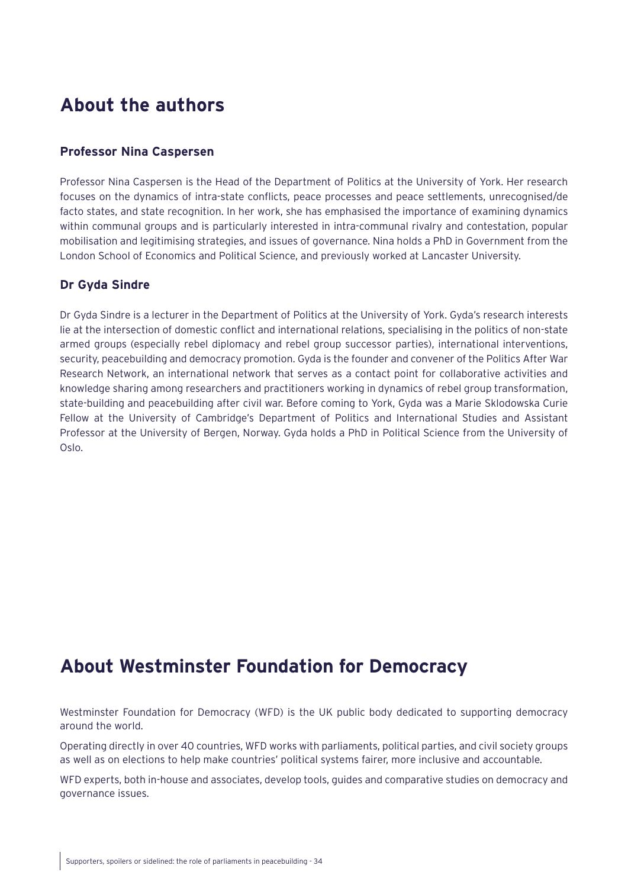## About the authors

### Professor Nina Caspersen

Professor Nina Caspersen is the Head of the Department of Politics at the University of York. Her research focuses on the dynamics of intra-state conflicts, peace processes and peace settlements, unrecognised/de facto states, and state recognition. In her work, she has emphasised the importance of examining dynamics within communal groups and is particularly interested in intra-communal rivalry and contestation, popular mobilisation and legitimising strategies, and issues of governance. Nina holds a PhD in Government from the London School of Economics and Political Science, and previously worked at Lancaster University.

### Dr Gyda Sindre

Dr Gyda Sindre is a lecturer in the Department of Politics at the University of York. Gyda's research interests lie at the intersection of domestic conflict and international relations, specialising in the politics of non-state armed groups (especially rebel diplomacy and rebel group successor parties), international interventions, security, peacebuilding and democracy promotion. Gyda is the founder and convener of the Politics After War Research Network, an international network that serves as a contact point for collaborative activities and knowledge sharing among researchers and practitioners working in dynamics of rebel group transformation, state-building and peacebuilding after civil war. Before coming to York, Gyda was a Marie Sklodowska Curie Fellow at the University of Cambridge's Department of Politics and International Studies and Assistant Professor at the University of Bergen, Norway. Gyda holds a PhD in Political Science from the University of Oslo.

## About Westminster Foundation for Democracy

Westminster Foundation for Democracy (WFD) is the UK public body dedicated to supporting democracy around the world.

Operating directly in over 40 countries, WFD works with parliaments, political parties, and civil society groups as well as on elections to help make countries' political systems fairer, more inclusive and accountable.

WFD experts, both in-house and associates, develop tools, guides and comparative studies on democracy and governance issues.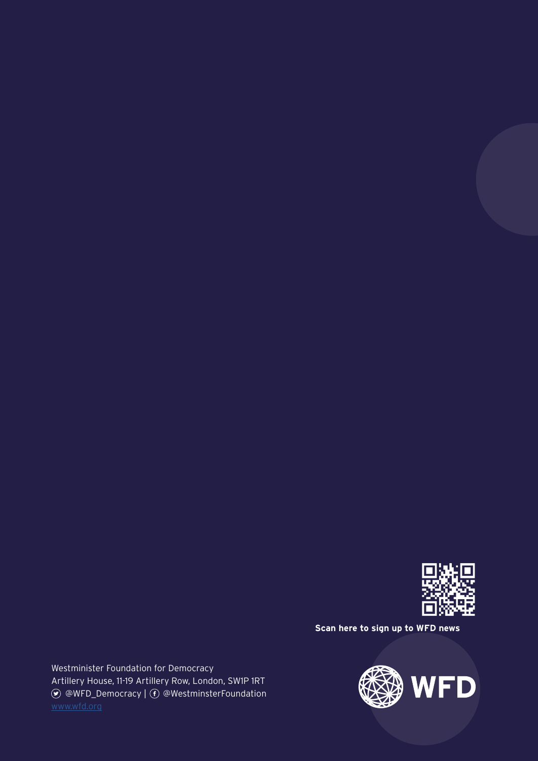**Scan here to sign up to WFD news**

Westministerr Foundation for Democracy
Artillery House, 11-19 Artillery Row, London, SW1P 1RT
@WFD_Democracy | @WestminsterFoundation
www.wfd.org

**Scan here to sign up to WFD news**

Westminister Foundation for Democracy
Artillery House, 11-19 Artillery Row, London, SW1P 1RT
@WFD_Democracy | @WestminsterFoundation
www.wfd.org

WFD